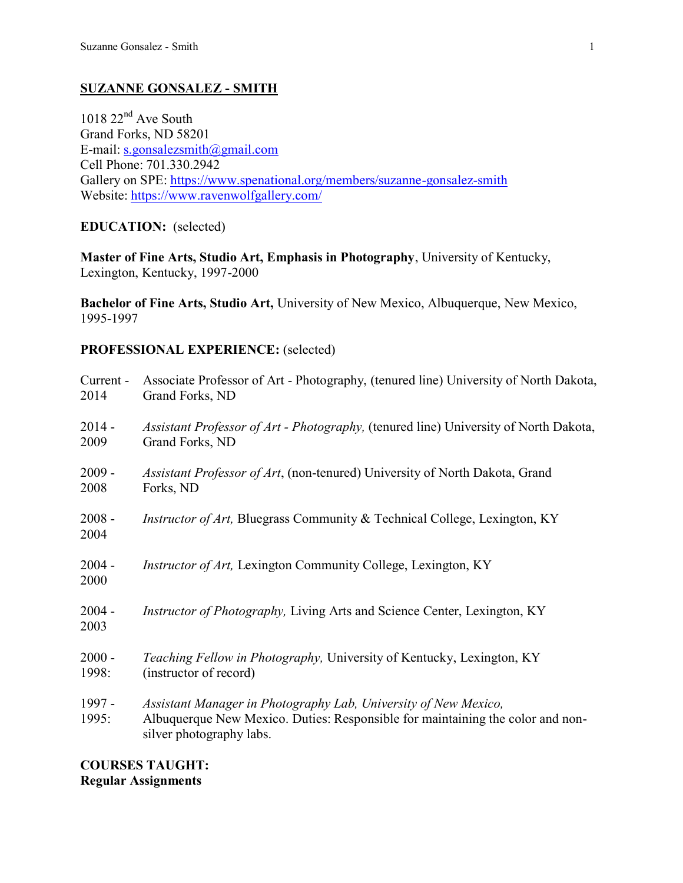## SUZANNE GONSALEZ - SMITH

1018 22nd Ave South
Grand Forks, ND 58201
E-mail: s.gonsalezsmith@gmail.com
Cell Phone: 701.330.2942
Gallery on SPE: https://www.spenational.org/members/suzanne-gonsalez-smith
Website: https://www.ravenwolfgallery.com/

**EDUCATION:** (selected)

**Master of Fine Arts, Studio Art, Emphasis in Photography**, University of Kentucky, Lexington, Kentucky, 1997-2000

**Bachelor of Fine Arts, Studio Art,** University of New Mexico, Albuquerque, New Mexico, 1995-1997

**PROFESSIONAL EXPERIENCE:** (selected)

Current - 2014 — Associate Professor of Art - Photography, (tenured line) University of North Dakota, Grand Forks, ND

2014 - 2009 — *Assistant Professor of Art - Photography,* (tenured line) University of North Dakota, Grand Forks, ND

2009 - 2008 — *Assistant Professor of Art*, (non-tenured) University of North Dakota, Grand Forks, ND

2008 - 2004 — *Instructor of Art,* Bluegrass Community & Technical College, Lexington, KY

2004 - 2000 — *Instructor of Art,* Lexington Community College, Lexington, KY

2004 - 2003 — *Instructor of Photography,* Living Arts and Science Center, Lexington, KY

2000 - 1998: — *Teaching Fellow in Photography,* University of Kentucky, Lexington, KY (instructor of record)

1997 - 1995: — *Assistant Manager in Photography Lab, University of New Mexico,* Albuquerque New Mexico. Duties: Responsible for maintaining the color and non-silver photography labs.

**COURSES TAUGHT:**
**Regular Assignments**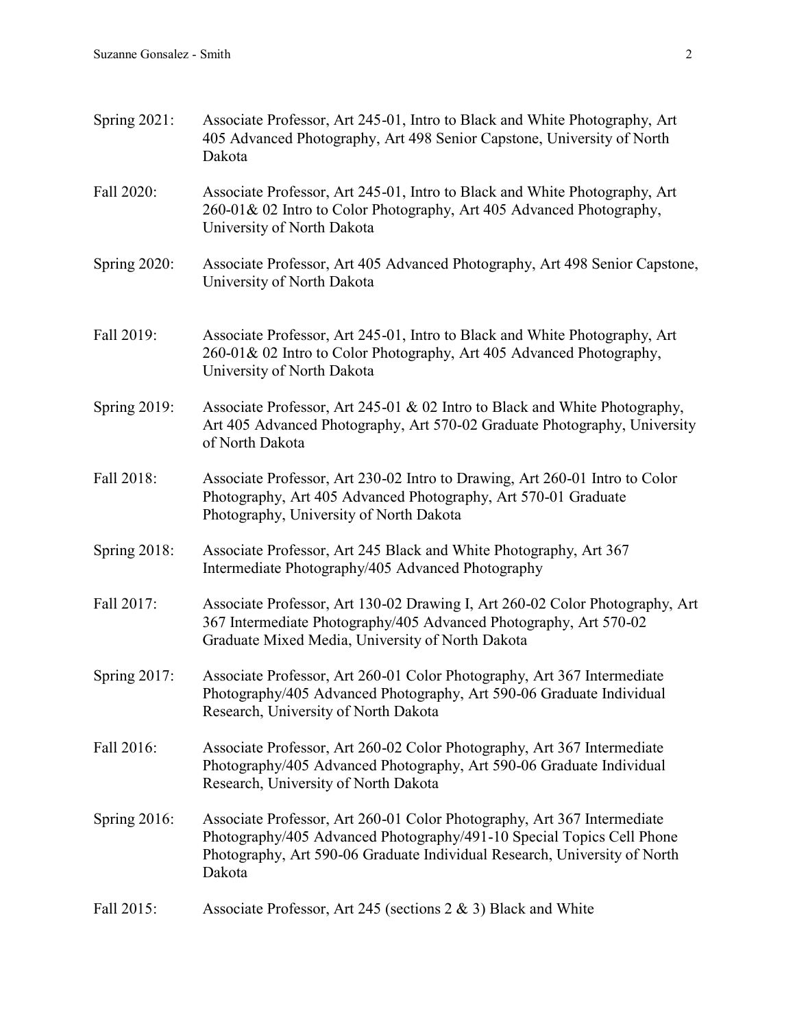Spring 2021: Associate Professor, Art 245-01, Intro to Black and White Photography, Art 405 Advanced Photography, Art 498 Senior Capstone, University of North Dakota

Fall 2020: Associate Professor, Art 245-01, Intro to Black and White Photography, Art 260-01& 02 Intro to Color Photography, Art 405 Advanced Photography, University of North Dakota

Spring 2020: Associate Professor, Art 405 Advanced Photography, Art 498 Senior Capstone, University of North Dakota

Fall 2019: Associate Professor, Art 245-01, Intro to Black and White Photography, Art 260-01& 02 Intro to Color Photography, Art 405 Advanced Photography, University of North Dakota

Spring 2019: Associate Professor, Art 245-01 & 02 Intro to Black and White Photography, Art 405 Advanced Photography, Art 570-02 Graduate Photography, University of North Dakota

Fall 2018: Associate Professor, Art 230-02 Intro to Drawing, Art 260-01 Intro to Color Photography, Art 405 Advanced Photography, Art 570-01 Graduate Photography, University of North Dakota

Spring 2018: Associate Professor, Art 245 Black and White Photography, Art 367 Intermediate Photography/405 Advanced Photography

Fall 2017: Associate Professor, Art 130-02 Drawing I, Art 260-02 Color Photography, Art 367 Intermediate Photography/405 Advanced Photography, Art 570-02 Graduate Mixed Media, University of North Dakota

Spring 2017: Associate Professor, Art 260-01 Color Photography, Art 367 Intermediate Photography/405 Advanced Photography, Art 590-06 Graduate Individual Research, University of North Dakota

Fall 2016: Associate Professor, Art 260-02 Color Photography, Art 367 Intermediate Photography/405 Advanced Photography, Art 590-06 Graduate Individual Research, University of North Dakota

Spring 2016: Associate Professor, Art 260-01 Color Photography, Art 367 Intermediate Photography/405 Advanced Photography/491-10 Special Topics Cell Phone Photography, Art 590-06 Graduate Individual Research, University of North Dakota

Fall 2015: Associate Professor, Art 245 (sections 2 & 3) Black and White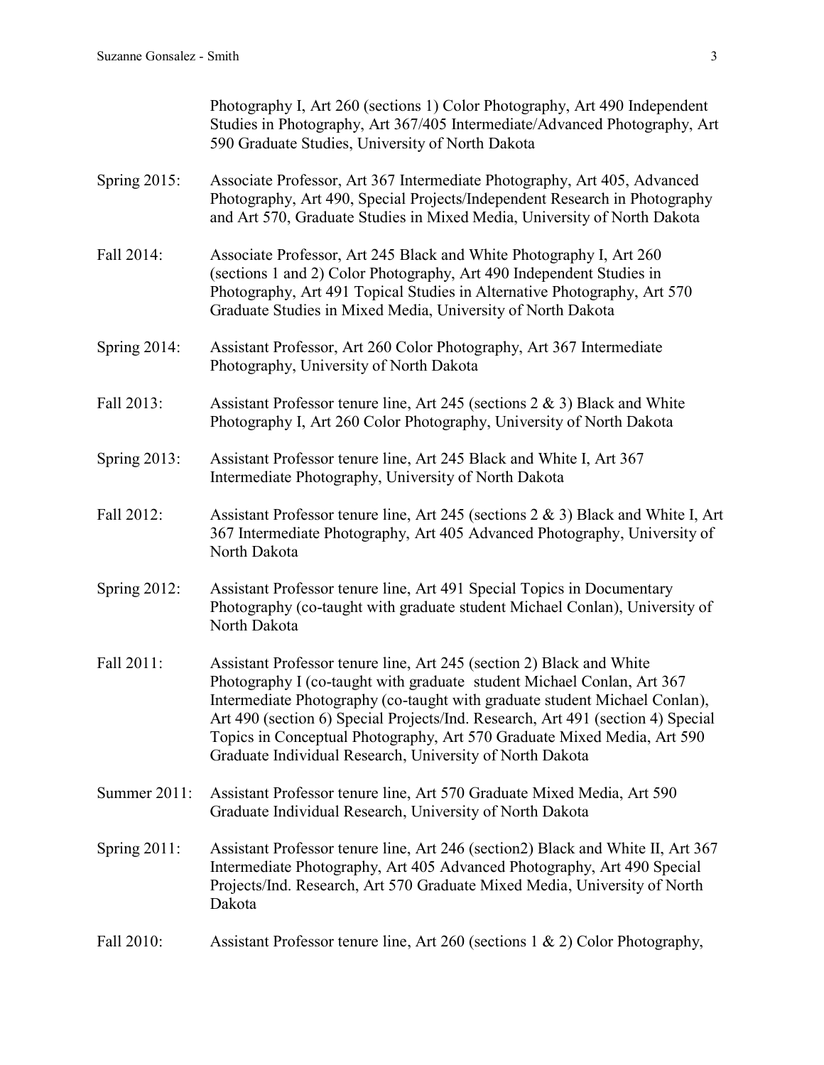Photography I, Art 260 (sections 1) Color Photography, Art 490 Independent Studies in Photography, Art 367/405 Intermediate/Advanced Photography, Art 590 Graduate Studies, University of North Dakota

Spring 2015: Associate Professor, Art 367 Intermediate Photography, Art 405, Advanced Photography, Art 490, Special Projects/Independent Research in Photography and Art 570, Graduate Studies in Mixed Media, University of North Dakota

Fall 2014: Associate Professor, Art 245 Black and White Photography I, Art 260 (sections 1 and 2) Color Photography, Art 490 Independent Studies in Photography, Art 491 Topical Studies in Alternative Photography, Art 570 Graduate Studies in Mixed Media, University of North Dakota

Spring 2014: Assistant Professor, Art 260 Color Photography, Art 367 Intermediate Photography, University of North Dakota

Fall 2013: Assistant Professor tenure line, Art 245 (sections 2 & 3) Black and White Photography I, Art 260 Color Photography, University of North Dakota

Spring 2013: Assistant Professor tenure line, Art 245 Black and White I, Art 367 Intermediate Photography, University of North Dakota

Fall 2012: Assistant Professor tenure line, Art 245 (sections 2 & 3) Black and White I, Art 367 Intermediate Photography, Art 405 Advanced Photography, University of North Dakota

Spring 2012: Assistant Professor tenure line, Art 491 Special Topics in Documentary Photography (co-taught with graduate student Michael Conlan), University of North Dakota

Fall 2011: Assistant Professor tenure line, Art 245 (section 2) Black and White Photography I (co-taught with graduate student Michael Conlan, Art 367 Intermediate Photography (co-taught with graduate student Michael Conlan), Art 490 (section 6) Special Projects/Ind. Research, Art 491 (section 4) Special Topics in Conceptual Photography, Art 570 Graduate Mixed Media, Art 590 Graduate Individual Research, University of North Dakota

Summer 2011: Assistant Professor tenure line, Art 570 Graduate Mixed Media, Art 590 Graduate Individual Research, University of North Dakota

Spring 2011: Assistant Professor tenure line, Art 246 (section2) Black and White II, Art 367 Intermediate Photography, Art 405 Advanced Photography, Art 490 Special Projects/Ind. Research, Art 570 Graduate Mixed Media, University of North Dakota

Fall 2010: Assistant Professor tenure line, Art 260 (sections 1 & 2) Color Photography,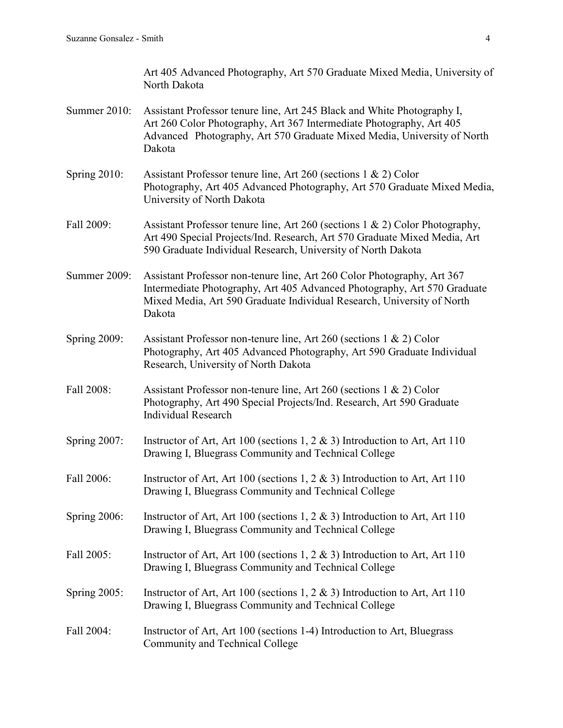Art 405 Advanced Photography, Art 570 Graduate Mixed Media, University of North Dakota

Summer 2010: Assistant Professor tenure line, Art 245 Black and White Photography I, Art 260 Color Photography, Art 367 Intermediate Photography, Art 405 Advanced Photography, Art 570 Graduate Mixed Media, University of North Dakota

Spring 2010: Assistant Professor tenure line, Art 260 (sections 1 & 2) Color Photography, Art 405 Advanced Photography, Art 570 Graduate Mixed Media, University of North Dakota

Fall 2009: Assistant Professor tenure line, Art 260 (sections 1 & 2) Color Photography, Art 490 Special Projects/Ind. Research, Art 570 Graduate Mixed Media, Art 590 Graduate Individual Research, University of North Dakota

Summer 2009: Assistant Professor non-tenure line, Art 260 Color Photography, Art 367 Intermediate Photography, Art 405 Advanced Photography, Art 570 Graduate Mixed Media, Art 590 Graduate Individual Research, University of North Dakota

Spring 2009: Assistant Professor non-tenure line, Art 260 (sections 1 & 2) Color Photography, Art 405 Advanced Photography, Art 590 Graduate Individual Research, University of North Dakota

Fall 2008: Assistant Professor non-tenure line, Art 260 (sections 1 & 2) Color Photography, Art 490 Special Projects/Ind. Research, Art 590 Graduate Individual Research

Spring 2007: Instructor of Art, Art 100 (sections 1, 2 & 3) Introduction to Art, Art 110 Drawing I, Bluegrass Community and Technical College

Fall 2006: Instructor of Art, Art 100 (sections 1, 2 & 3) Introduction to Art, Art 110 Drawing I, Bluegrass Community and Technical College

Spring 2006: Instructor of Art, Art 100 (sections 1, 2 & 3) Introduction to Art, Art 110 Drawing I, Bluegrass Community and Technical College

Fall 2005: Instructor of Art, Art 100 (sections 1, 2 & 3) Introduction to Art, Art 110 Drawing I, Bluegrass Community and Technical College

Spring 2005: Instructor of Art, Art 100 (sections 1, 2 & 3) Introduction to Art, Art 110 Drawing I, Bluegrass Community and Technical College

Fall 2004: Instructor of Art, Art 100 (sections 1-4) Introduction to Art, Bluegrass Community and Technical College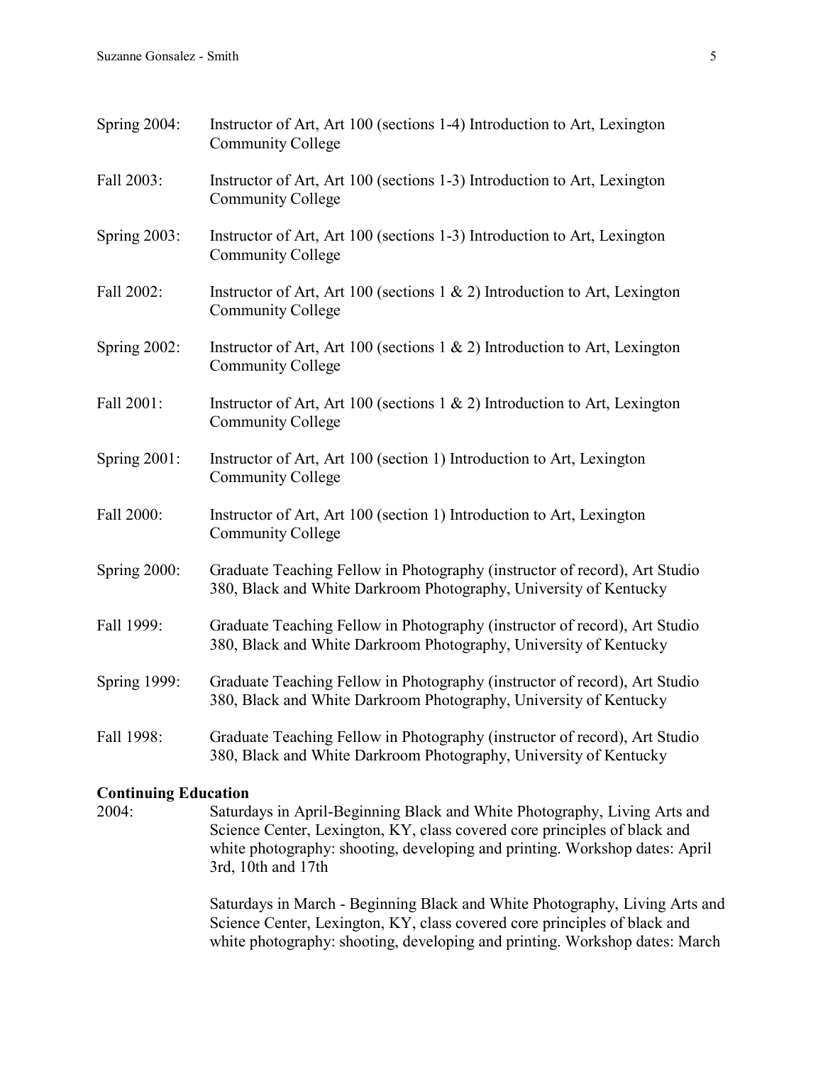Spring 2004: Instructor of Art, Art 100 (sections 1-4) Introduction to Art, Lexington Community College

Fall 2003: Instructor of Art, Art 100 (sections 1-3) Introduction to Art, Lexington Community College

Spring 2003: Instructor of Art, Art 100 (sections 1-3) Introduction to Art, Lexington Community College

Fall 2002: Instructor of Art, Art 100 (sections 1 & 2) Introduction to Art, Lexington Community College

Spring 2002: Instructor of Art, Art 100 (sections 1 & 2) Introduction to Art, Lexington Community College

Fall 2001: Instructor of Art, Art 100 (sections 1 & 2) Introduction to Art, Lexington Community College

Spring 2001: Instructor of Art, Art 100 (section 1) Introduction to Art, Lexington Community College

Fall 2000: Instructor of Art, Art 100 (section 1) Introduction to Art, Lexington Community College

Spring 2000: Graduate Teaching Fellow in Photography (instructor of record), Art Studio 380, Black and White Darkroom Photography, University of Kentucky

Fall 1999: Graduate Teaching Fellow in Photography (instructor of record), Art Studio 380, Black and White Darkroom Photography, University of Kentucky

Spring 1999: Graduate Teaching Fellow in Photography (instructor of record), Art Studio 380, Black and White Darkroom Photography, University of Kentucky

Fall 1998: Graduate Teaching Fellow in Photography (instructor of record), Art Studio 380, Black and White Darkroom Photography, University of Kentucky

**Continuing Education**

2004: Saturdays in April-Beginning Black and White Photography, Living Arts and Science Center, Lexington, KY, class covered core principles of black and white photography: shooting, developing and printing. Workshop dates: April 3rd, 10th and 17th

Saturdays in March - Beginning Black and White Photography, Living Arts and Science Center, Lexington, KY, class covered core principles of black and white photography: shooting, developing and printing. Workshop dates: March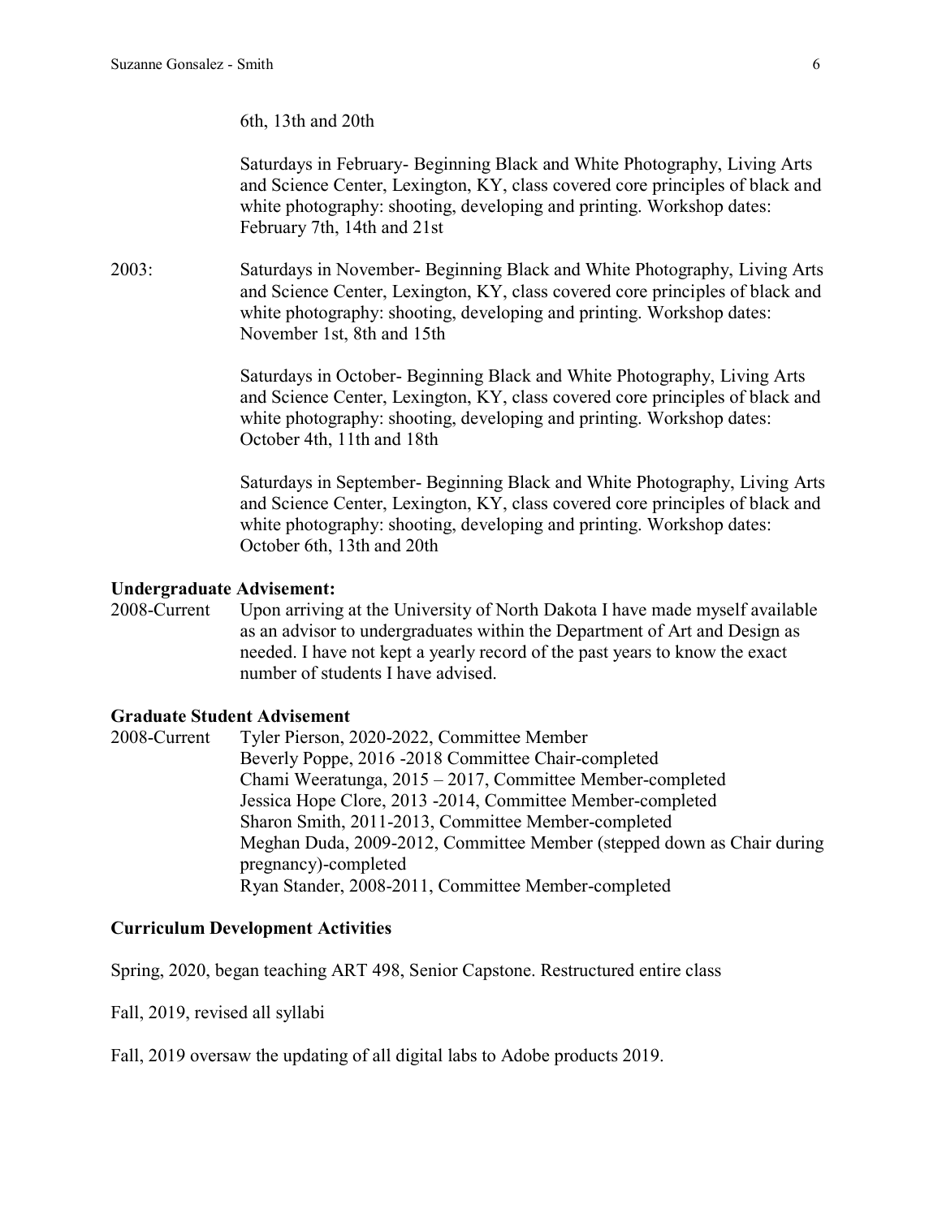6th, 13th and 20th

Saturdays in February- Beginning Black and White Photography, Living Arts and Science Center, Lexington, KY, class covered core principles of black and white photography: shooting, developing and printing. Workshop dates: February 7th, 14th and 21st

2003: Saturdays in November- Beginning Black and White Photography, Living Arts and Science Center, Lexington, KY, class covered core principles of black and white photography: shooting, developing and printing. Workshop dates: November 1st, 8th and 15th

Saturdays in October- Beginning Black and White Photography, Living Arts and Science Center, Lexington, KY, class covered core principles of black and white photography: shooting, developing and printing. Workshop dates: October 4th, 11th and 18th

Saturdays in September- Beginning Black and White Photography, Living Arts and Science Center, Lexington, KY, class covered core principles of black and white photography: shooting, developing and printing. Workshop dates: October 6th, 13th and 20th

**Undergraduate Advisement:**

2008-Current Upon arriving at the University of North Dakota I have made myself available as an advisor to undergraduates within the Department of Art and Design as needed. I have not kept a yearly record of the past years to know the exact number of students I have advised.

**Graduate Student Advisement**

2008-Current
- Tyler Pierson, 2020-2022, Committee Member
- Beverly Poppe, 2016 -2018 Committee Chair-completed
- Chami Weeratunga, 2015 – 2017, Committee Member-completed
- Jessica Hope Clore, 2013 -2014, Committee Member-completed
- Sharon Smith, 2011-2013, Committee Member-completed
- Meghan Duda, 2009-2012, Committee Member (stepped down as Chair during pregnancy)-completed
- Ryan Stander, 2008-2011, Committee Member-completed

**Curriculum Development Activities**

Spring, 2020, began teaching ART 498, Senior Capstone. Restructured entire class

Fall, 2019, revised all syllabi

Fall, 2019 oversaw the updating of all digital labs to Adobe products 2019.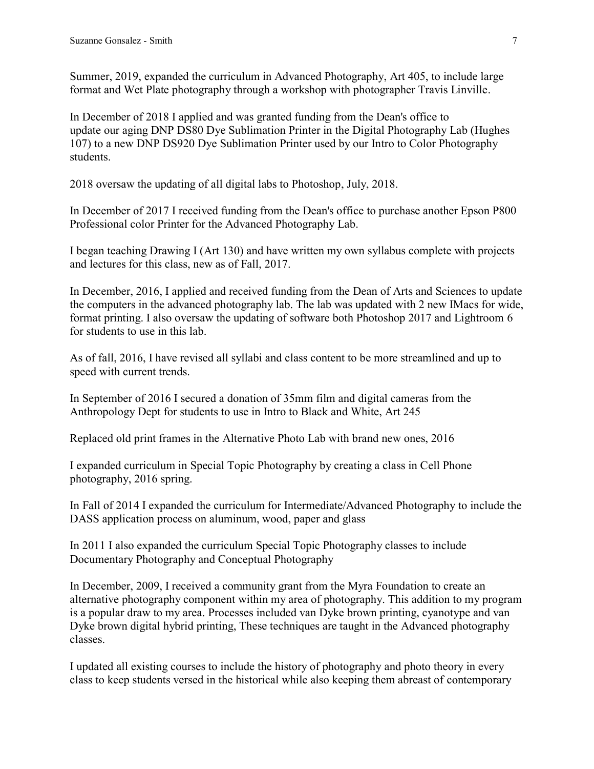Summer, 2019, expanded the curriculum in Advanced Photography, Art 405, to include large format and Wet Plate photography through a workshop with photographer Travis Linville.

In December of 2018 I applied and was granted funding from the Dean's office to update our aging DNP DS80 Dye Sublimation Printer in the Digital Photography Lab (Hughes 107) to a new DNP DS920 Dye Sublimation Printer used by our Intro to Color Photography students.

2018 oversaw the updating of all digital labs to Photoshop, July, 2018.

In December of 2017 I received funding from the Dean's office to purchase another Epson P800 Professional color Printer for the Advanced Photography Lab.

I began teaching Drawing I (Art 130) and have written my own syllabus complete with projects and lectures for this class, new as of Fall, 2017.

In December, 2016, I applied and received funding from the Dean of Arts and Sciences to update the computers in the advanced photography lab. The lab was updated with 2 new IMacs for wide, format printing. I also oversaw the updating of software both Photoshop 2017 and Lightroom 6 for students to use in this lab.

As of fall, 2016, I have revised all syllabi and class content to be more streamlined and up to speed with current trends.

In September of 2016 I secured a donation of 35mm film and digital cameras from the Anthropology Dept for students to use in Intro to Black and White, Art 245

Replaced old print frames in the Alternative Photo Lab with brand new ones, 2016

I expanded curriculum in Special Topic Photography by creating a class in Cell Phone photography, 2016 spring.

In Fall of 2014 I expanded the curriculum for Intermediate/Advanced Photography to include the DASS application process on aluminum, wood, paper and glass

In 2011 I also expanded the curriculum Special Topic Photography classes to include Documentary Photography and Conceptual Photography

In December, 2009, I received a community grant from the Myra Foundation to create an alternative photography component within my area of photography. This addition to my program is a popular draw to my area. Processes included van Dyke brown printing, cyanotype and van Dyke brown digital hybrid printing, These techniques are taught in the Advanced photography classes.

I updated all existing courses to include the history of photography and photo theory in every class to keep students versed in the historical while also keeping them abreast of contemporary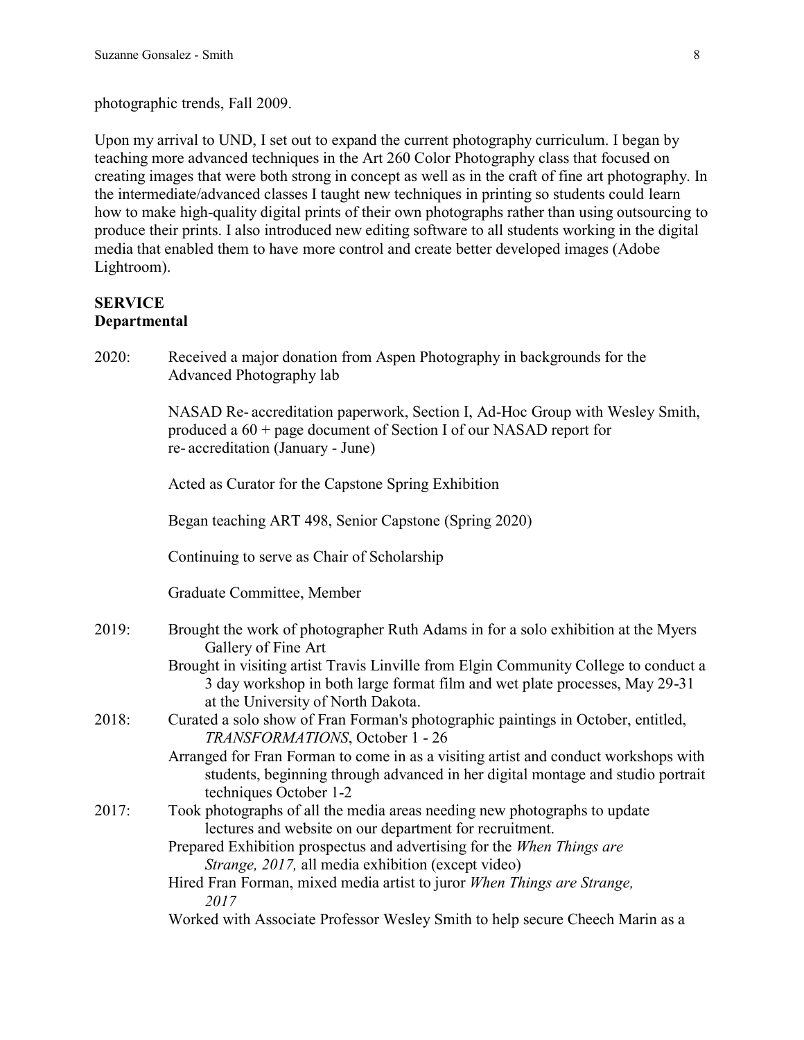photographic trends, Fall 2009.

Upon my arrival to UND, I set out to expand the current photography curriculum. I began by teaching more advanced techniques in the Art 260 Color Photography class that focused on creating images that were both strong in concept as well as in the craft of fine art photography. In the intermediate/advanced classes I taught new techniques in printing so students could learn how to make high-quality digital prints of their own photographs rather than using outsourcing to produce their prints. I also introduced new editing software to all students working in the digital media that enabled them to have more control and create better developed images (Adobe Lightroom).

**SERVICE**
**Departmental**

2020: Received a major donation from Aspen Photography in backgrounds for the Advanced Photography lab

NASAD Re- accreditation paperwork, Section I, Ad-Hoc Group with Wesley Smith, produced a 60 + page document of Section I of our NASAD report for re- accreditation (January - June)

Acted as Curator for the Capstone Spring Exhibition

Began teaching ART 498, Senior Capstone (Spring 2020)

Continuing to serve as Chair of Scholarship

Graduate Committee, Member

2019: Brought the work of photographer Ruth Adams in for a solo exhibition at the Myers Gallery of Fine Art

Brought in visiting artist Travis Linville from Elgin Community College to conduct a 3 day workshop in both large format film and wet plate processes, May 29-31 at the University of North Dakota.

2018: Curated a solo show of Fran Forman's photographic paintings in October, entitled, *TRANSFORMATIONS*, October 1 - 26

Arranged for Fran Forman to come in as a visiting artist and conduct workshops with students, beginning through advanced in her digital montage and studio portrait techniques October 1-2

2017: Took photographs of all the media areas needing new photographs to update lectures and website on our department for recruitment.

Prepared Exhibition prospectus and advertising for the *When Things are Strange, 2017,* all media exhibition (except video)

Hired Fran Forman, mixed media artist to juror *When Things are Strange, 2017*

Worked with Associate Professor Wesley Smith to help secure Cheech Marin as a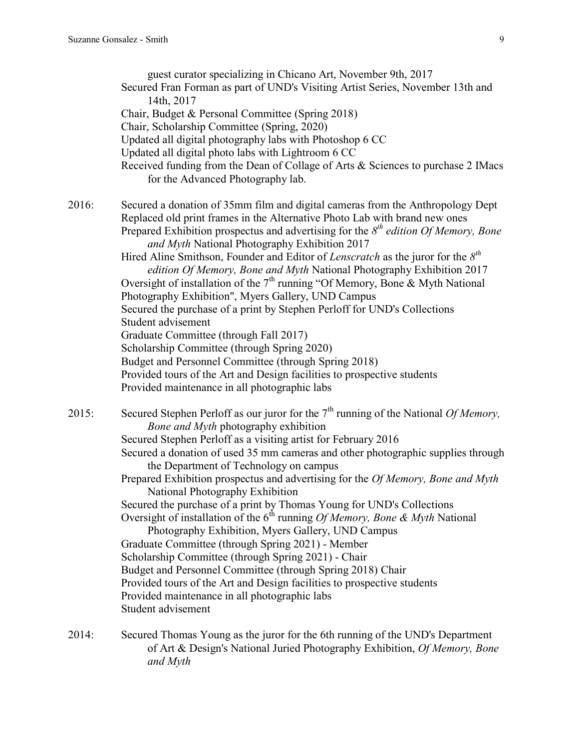guest curator specializing in Chicano Art, November 9th, 2017
Secured Fran Forman as part of UND's Visiting Artist Series, November 13th and 14th, 2017
Chair, Budget & Personal Committee (Spring 2018)
Chair, Scholarship Committee (Spring, 2020)
Updated all digital photography labs with Photoshop 6 CC
Updated all digital photo labs with Lightroom 6 CC
Received funding from the Dean of Collage of Arts & Sciences to purchase 2 IMacs for the Advanced Photography lab.

2016: Secured a donation of 35mm film and digital cameras from the Anthropology Dept
Replaced old print frames in the Alternative Photo Lab with brand new ones
Prepared Exhibition prospectus and advertising for the *8th edition Of Memory, Bone and Myth* National Photography Exhibition 2017
Hired Aline Smithson, Founder and Editor of *Lenscratch* as the juror for the *8th edition Of Memory, Bone and Myth* National Photography Exhibition 2017
Oversight of installation of the 7th running "Of Memory, Bone & Myth National Photography Exhibition", Myers Gallery, UND Campus
Secured the purchase of a print by Stephen Perloff for UND's Collections
Student advisement
Graduate Committee (through Fall 2017)
Scholarship Committee (through Spring 2020)
Budget and Personnel Committee (through Spring 2018)
Provided tours of the Art and Design facilities to prospective students
Provided maintenance in all photographic labs

2015: Secured Stephen Perloff as our juror for the 7th running of the National *Of Memory, Bone and Myth* photography exhibition
Secured Stephen Perloff as a visiting artist for February 2016
Secured a donation of used 35 mm cameras and other photographic supplies through the Department of Technology on campus
Prepared Exhibition prospectus and advertising for the *Of Memory, Bone and Myth* National Photography Exhibition
Secured the purchase of a print by Thomas Young for UND's Collections
Oversight of installation of the 6th running *Of Memory, Bone & Myth* National Photography Exhibition, Myers Gallery, UND Campus
Graduate Committee (through Spring 2021) - Member
Scholarship Committee (through Spring 2021) - Chair
Budget and Personnel Committee (through Spring 2018) Chair
Provided tours of the Art and Design facilities to prospective students
Provided maintenance in all photographic labs
Student advisement

2014: Secured Thomas Young as the juror for the 6th running of the UND's Department of Art & Design's National Juried Photography Exhibition, *Of Memory, Bone and Myth*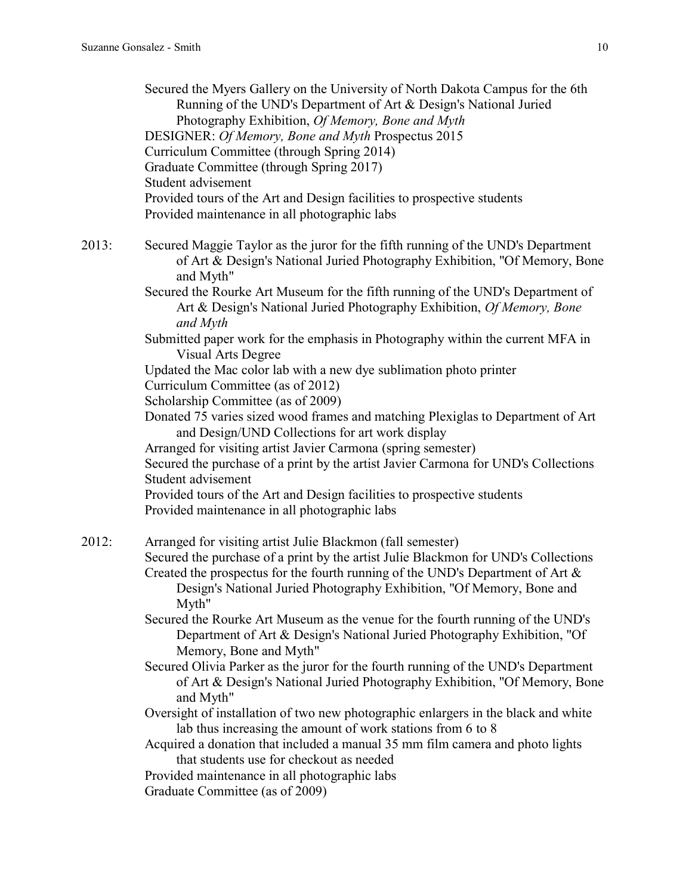Secured the Myers Gallery on the University of North Dakota Campus for the 6th Running of the UND's Department of Art & Design's National Juried Photography Exhibition, *Of Memory, Bone and Myth*

DESIGNER: *Of Memory, Bone and Myth* Prospectus 2015

Curriculum Committee (through Spring 2014)

Graduate Committee (through Spring 2017)

Student advisement

Provided tours of the Art and Design facilities to prospective students

Provided maintenance in all photographic labs

2013: Secured Maggie Taylor as the juror for the fifth running of the UND's Department of Art & Design's National Juried Photography Exhibition, "Of Memory, Bone and Myth"

Secured the Rourke Art Museum for the fifth running of the UND's Department of Art & Design's National Juried Photography Exhibition, *Of Memory, Bone and Myth*

Submitted paper work for the emphasis in Photography within the current MFA in Visual Arts Degree

Updated the Mac color lab with a new dye sublimation photo printer

Curriculum Committee (as of 2012)

Scholarship Committee (as of 2009)

Donated 75 varies sized wood frames and matching Plexiglas to Department of Art and Design/UND Collections for art work display

Arranged for visiting artist Javier Carmona (spring semester)

Secured the purchase of a print by the artist Javier Carmona for UND's Collections

Student advisement

Provided tours of the Art and Design facilities to prospective students

Provided maintenance in all photographic labs

2012: Arranged for visiting artist Julie Blackmon (fall semester)

Secured the purchase of a print by the artist Julie Blackmon for UND's Collections

Created the prospectus for the fourth running of the UND's Department of Art & Design's National Juried Photography Exhibition, "Of Memory, Bone and Myth"

Secured the Rourke Art Museum as the venue for the fourth running of the UND's Department of Art & Design's National Juried Photography Exhibition, "Of Memory, Bone and Myth"

Secured Olivia Parker as the juror for the fourth running of the UND's Department of Art & Design's National Juried Photography Exhibition, "Of Memory, Bone and Myth"

Oversight of installation of two new photographic enlargers in the black and white lab thus increasing the amount of work stations from 6 to 8

Acquired a donation that included a manual 35 mm film camera and photo lights that students use for checkout as needed

Provided maintenance in all photographic labs

Graduate Committee (as of 2009)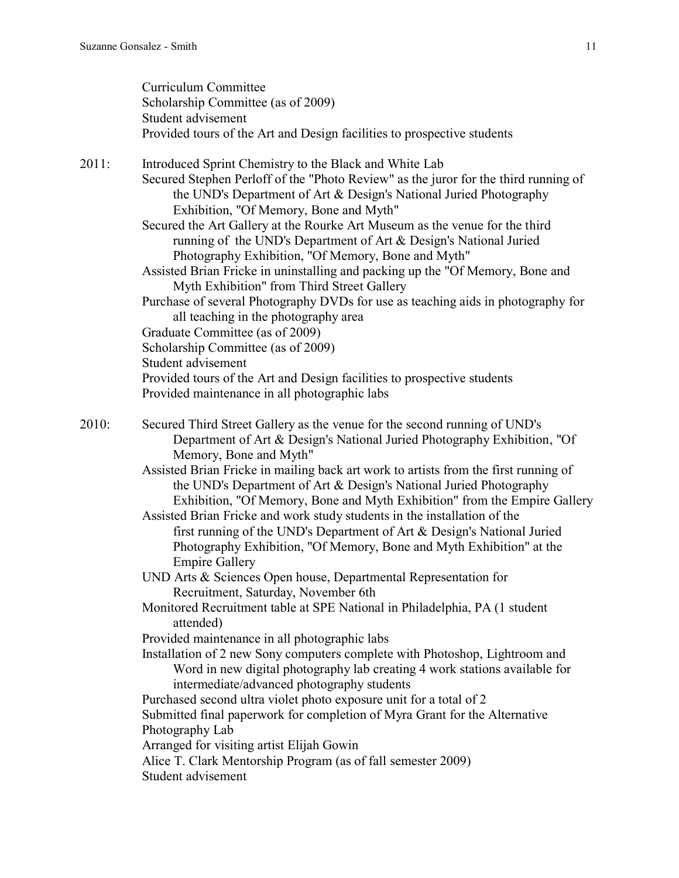Curriculum Committee
Scholarship Committee (as of 2009)
Student advisement
Provided tours of the Art and Design facilities to prospective students

2011:
- Introduced Sprint Chemistry to the Black and White Lab
- Secured Stephen Perloff of the "Photo Review" as the juror for the third running of the UND's Department of Art & Design's National Juried Photography Exhibition, "Of Memory, Bone and Myth"
- Secured the Art Gallery at the Rourke Art Museum as the venue for the third running of the UND's Department of Art & Design's National Juried Photography Exhibition, "Of Memory, Bone and Myth"
- Assisted Brian Fricke in uninstalling and packing up the "Of Memory, Bone and Myth Exhibition" from Third Street Gallery
- Purchase of several Photography DVDs for use as teaching aids in photography for all teaching in the photography area
- Graduate Committee (as of 2009)
- Scholarship Committee (as of 2009)
- Student advisement
- Provided tours of the Art and Design facilities to prospective students
- Provided maintenance in all photographic labs

2010:
- Secured Third Street Gallery as the venue for the second running of UND's Department of Art & Design's National Juried Photography Exhibition, "Of Memory, Bone and Myth"
- Assisted Brian Fricke in mailing back art work to artists from the first running of the UND's Department of Art & Design's National Juried Photography Exhibition, "Of Memory, Bone and Myth Exhibition" from the Empire Gallery
- Assisted Brian Fricke and work study students in the installation of the first running of the UND's Department of Art & Design's National Juried Photography Exhibition, "Of Memory, Bone and Myth Exhibition" at the Empire Gallery
- UND Arts & Sciences Open house, Departmental Representation for Recruitment, Saturday, November 6th
- Monitored Recruitment table at SPE National in Philadelphia, PA (1 student attended)
- Provided maintenance in all photographic labs
- Installation of 2 new Sony computers complete with Photoshop, Lightroom and Word in new digital photography lab creating 4 work stations available for intermediate/advanced photography students
- Purchased second ultra violet photo exposure unit for a total of 2
- Submitted final paperwork for completion of Myra Grant for the Alternative Photography Lab
- Arranged for visiting artist Elijah Gowin
- Alice T. Clark Mentorship Program (as of fall semester 2009)
- Student advisement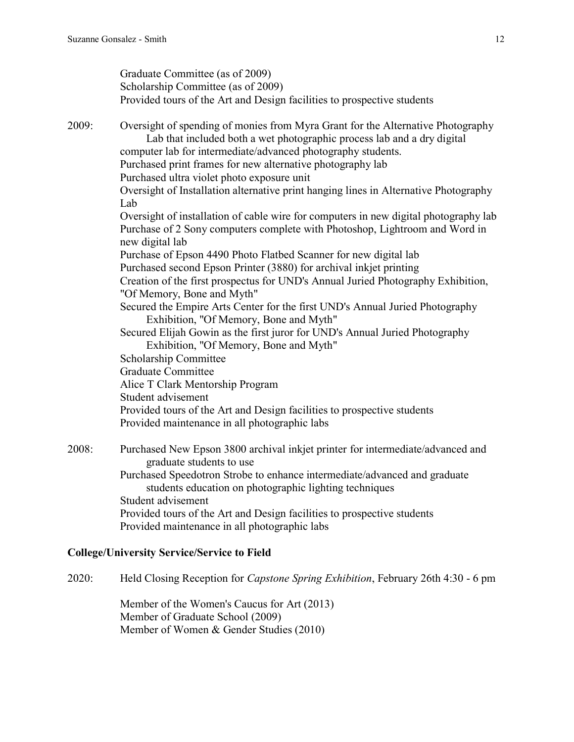Graduate Committee (as of 2009)
Scholarship Committee (as of 2009)
Provided tours of the Art and Design facilities to prospective students

2009: Oversight of spending of monies from Myra Grant for the Alternative Photography Lab that included both a wet photographic process lab and a dry digital computer lab for intermediate/advanced photography students.
Purchased print frames for new alternative photography lab
Purchased ultra violet photo exposure unit
Oversight of Installation alternative print hanging lines in Alternative Photography Lab
Oversight of installation of cable wire for computers in new digital photography lab
Purchase of 2 Sony computers complete with Photoshop, Lightroom and Word in new digital lab
Purchase of Epson 4490 Photo Flatbed Scanner for new digital lab
Purchased second Epson Printer (3880) for archival inkjet printing
Creation of the first prospectus for UND's Annual Juried Photography Exhibition, "Of Memory, Bone and Myth"
Secured the Empire Arts Center for the first UND's Annual Juried Photography Exhibition, "Of Memory, Bone and Myth"
Secured Elijah Gowin as the first juror for UND's Annual Juried Photography Exhibition, "Of Memory, Bone and Myth"
Scholarship Committee
Graduate Committee
Alice T Clark Mentorship Program
Student advisement
Provided tours of the Art and Design facilities to prospective students
Provided maintenance in all photographic labs

2008: Purchased New Epson 3800 archival inkjet printer for intermediate/advanced and graduate students to use
Purchased Speedotron Strobe to enhance intermediate/advanced and graduate students education on photographic lighting techniques
Student advisement
Provided tours of the Art and Design facilities to prospective students
Provided maintenance in all photographic labs

**College/University Service/Service to Field**

2020: Held Closing Reception for *Capstone Spring Exhibition*, February 26th 4:30 - 6 pm

Member of the Women's Caucus for Art (2013)
Member of Graduate School (2009)
Member of Women & Gender Studies (2010)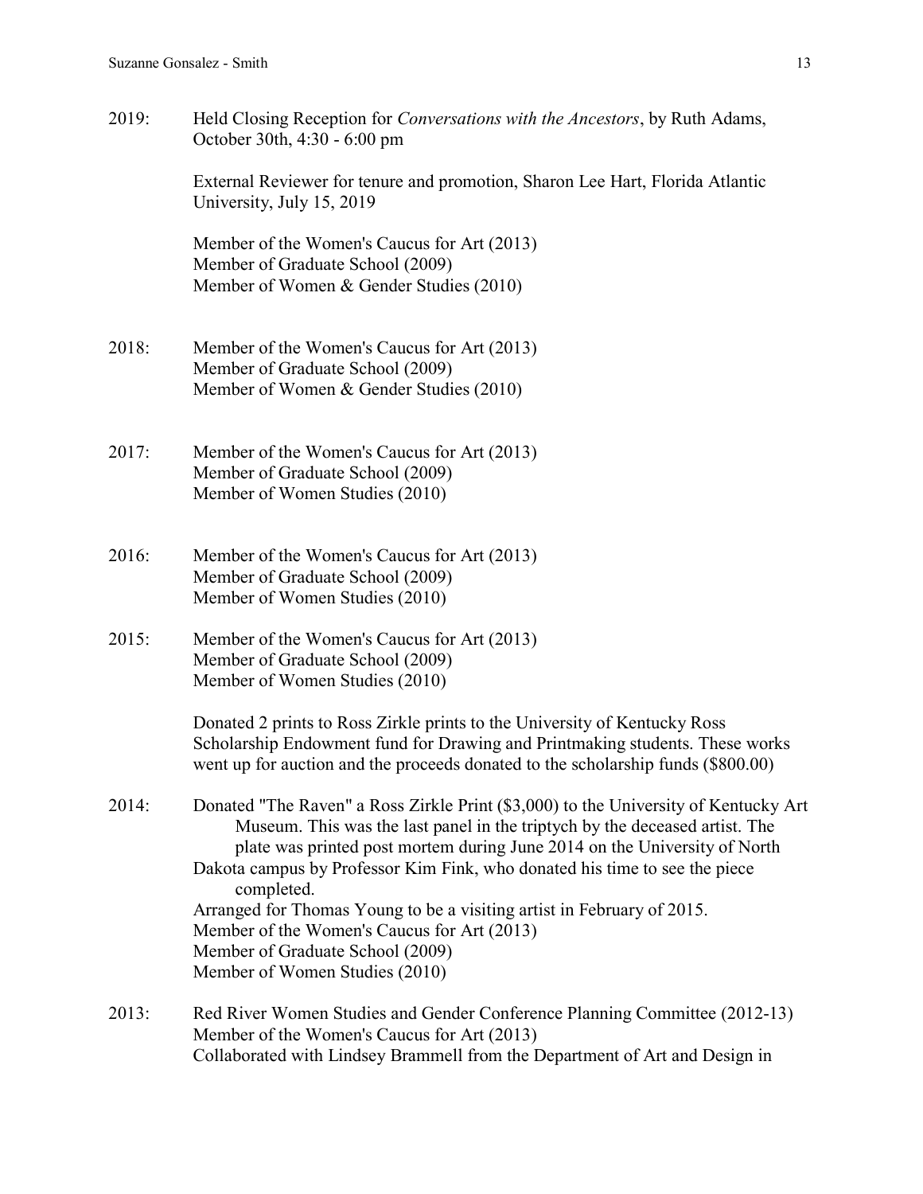2019: Held Closing Reception for *Conversations with the Ancestors*, by Ruth Adams, October 30th, 4:30 - 6:00 pm

External Reviewer for tenure and promotion, Sharon Lee Hart, Florida Atlantic University, July 15, 2019

Member of the Women's Caucus for Art (2013)
Member of Graduate School (2009)
Member of Women & Gender Studies (2010)

2018: Member of the Women's Caucus for Art (2013)
Member of Graduate School (2009)
Member of Women & Gender Studies (2010)

2017: Member of the Women's Caucus for Art (2013)
Member of Graduate School (2009)
Member of Women Studies (2010)

2016: Member of the Women's Caucus for Art (2013)
Member of Graduate School (2009)
Member of Women Studies (2010)

2015: Member of the Women's Caucus for Art (2013)
Member of Graduate School (2009)
Member of Women Studies (2010)

Donated 2 prints to Ross Zirkle prints to the University of Kentucky Ross Scholarship Endowment fund for Drawing and Printmaking students. These works went up for auction and the proceeds donated to the scholarship funds ($800.00)

2014: Donated "The Raven" a Ross Zirkle Print ($3,000) to the University of Kentucky Art Museum. This was the last panel in the triptych by the deceased artist. The plate was printed post mortem during June 2014 on the University of North Dakota campus by Professor Kim Fink, who donated his time to see the piece completed.
Arranged for Thomas Young to be a visiting artist in February of 2015.
Member of the Women's Caucus for Art (2013)
Member of Graduate School (2009)
Member of Women Studies (2010)

2013: Red River Women Studies and Gender Conference Planning Committee (2012-13)
Member of the Women's Caucus for Art (2013)
Collaborated with Lindsey Brammell from the Department of Art and Design in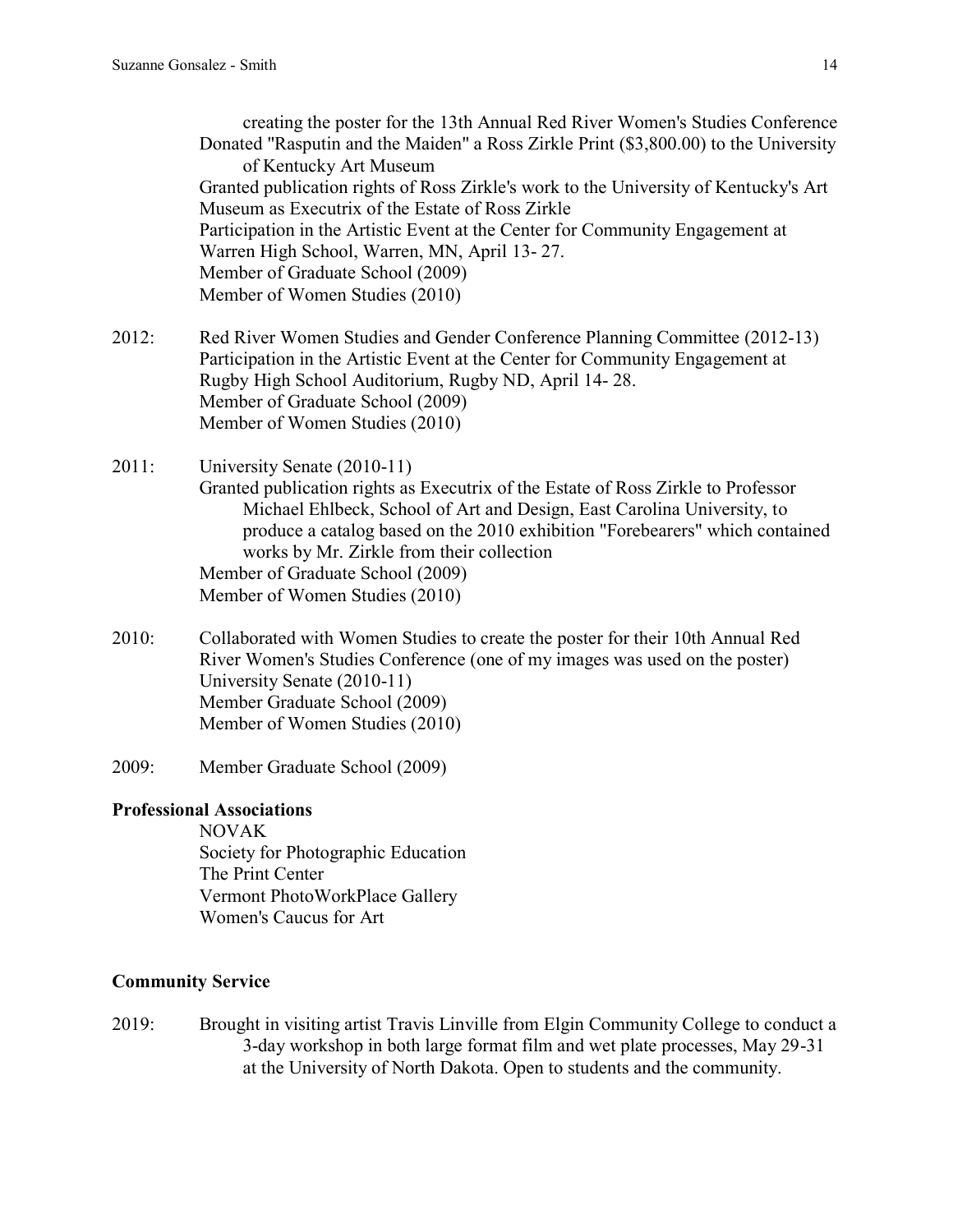creating the poster for the 13th Annual Red River Women's Studies Conference
Donated "Rasputin and the Maiden" a Ross Zirkle Print ($3,800.00) to the University of Kentucky Art Museum
Granted publication rights of Ross Zirkle's work to the University of Kentucky's Art Museum as Executrix of the Estate of Ross Zirkle
Participation in the Artistic Event at the Center for Community Engagement at Warren High School, Warren, MN, April 13- 27.
Member of Graduate School (2009)
Member of Women Studies (2010)

2012: Red River Women Studies and Gender Conference Planning Committee (2012-13)
Participation in the Artistic Event at the Center for Community Engagement at Rugby High School Auditorium, Rugby ND, April 14- 28.
Member of Graduate School (2009)
Member of Women Studies (2010)

2011: University Senate (2010-11)
Granted publication rights as Executrix of the Estate of Ross Zirkle to Professor Michael Ehlbeck, School of Art and Design, East Carolina University, to produce a catalog based on the 2010 exhibition "Forebearers" which contained works by Mr. Zirkle from their collection
Member of Graduate School (2009)
Member of Women Studies (2010)

2010: Collaborated with Women Studies to create the poster for their 10th Annual Red River Women's Studies Conference (one of my images was used on the poster)
University Senate (2010-11)
Member Graduate School (2009)
Member of Women Studies (2010)

2009: Member Graduate School (2009)

**Professional Associations**

NOVAK
Society for Photographic Education
The Print Center
Vermont PhotoWorkPlace Gallery
Women's Caucus for Art

**Community Service**

2019: Brought in visiting artist Travis Linville from Elgin Community College to conduct a 3-day workshop in both large format film and wet plate processes, May 29-31 at the University of North Dakota. Open to students and the community.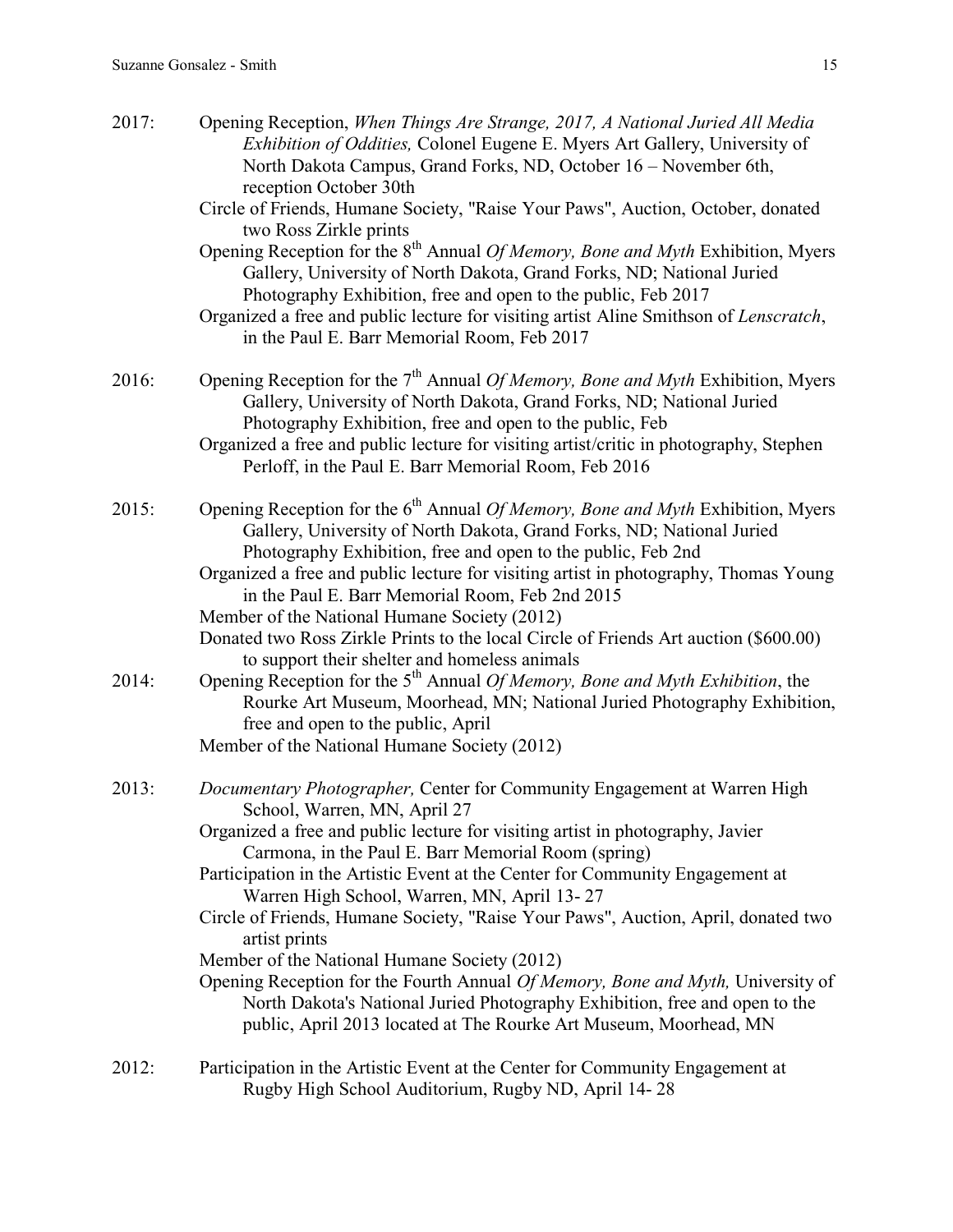2017: Opening Reception, *When Things Are Strange, 2017, A National Juried All Media Exhibition of Oddities,* Colonel Eugene E. Myers Art Gallery, University of North Dakota Campus, Grand Forks, ND, October 16 – November 6th, reception October 30th

Circle of Friends, Humane Society, "Raise Your Paws", Auction, October, donated two Ross Zirkle prints

Opening Reception for the 8th Annual *Of Memory, Bone and Myth* Exhibition, Myers Gallery, University of North Dakota, Grand Forks, ND; National Juried Photography Exhibition, free and open to the public, Feb 2017

Organized a free and public lecture for visiting artist Aline Smithson of *Lenscratch*, in the Paul E. Barr Memorial Room, Feb 2017

2016: Opening Reception for the 7th Annual *Of Memory, Bone and Myth* Exhibition, Myers Gallery, University of North Dakota, Grand Forks, ND; National Juried Photography Exhibition, free and open to the public, Feb

Organized a free and public lecture for visiting artist/critic in photography, Stephen Perloff, in the Paul E. Barr Memorial Room, Feb 2016

2015: Opening Reception for the 6th Annual *Of Memory, Bone and Myth* Exhibition, Myers Gallery, University of North Dakota, Grand Forks, ND; National Juried Photography Exhibition, free and open to the public, Feb 2nd

Organized a free and public lecture for visiting artist in photography, Thomas Young in the Paul E. Barr Memorial Room, Feb 2nd 2015

Member of the National Humane Society (2012)

Donated two Ross Zirkle Prints to the local Circle of Friends Art auction ($600.00) to support their shelter and homeless animals

2014: Opening Reception for the 5th Annual *Of Memory, Bone and Myth Exhibition*, the Rourke Art Museum, Moorhead, MN; National Juried Photography Exhibition, free and open to the public, April

Member of the National Humane Society (2012)

2013: *Documentary Photographer,* Center for Community Engagement at Warren High School, Warren, MN, April 27

Organized a free and public lecture for visiting artist in photography, Javier Carmona, in the Paul E. Barr Memorial Room (spring)

Participation in the Artistic Event at the Center for Community Engagement at Warren High School, Warren, MN, April 13- 27

Circle of Friends, Humane Society, "Raise Your Paws", Auction, April, donated two artist prints

Member of the National Humane Society (2012)

Opening Reception for the Fourth Annual *Of Memory, Bone and Myth,* University of North Dakota's National Juried Photography Exhibition, free and open to the public, April 2013 located at The Rourke Art Museum, Moorhead, MN

2012: Participation in the Artistic Event at the Center for Community Engagement at Rugby High School Auditorium, Rugby ND, April 14- 28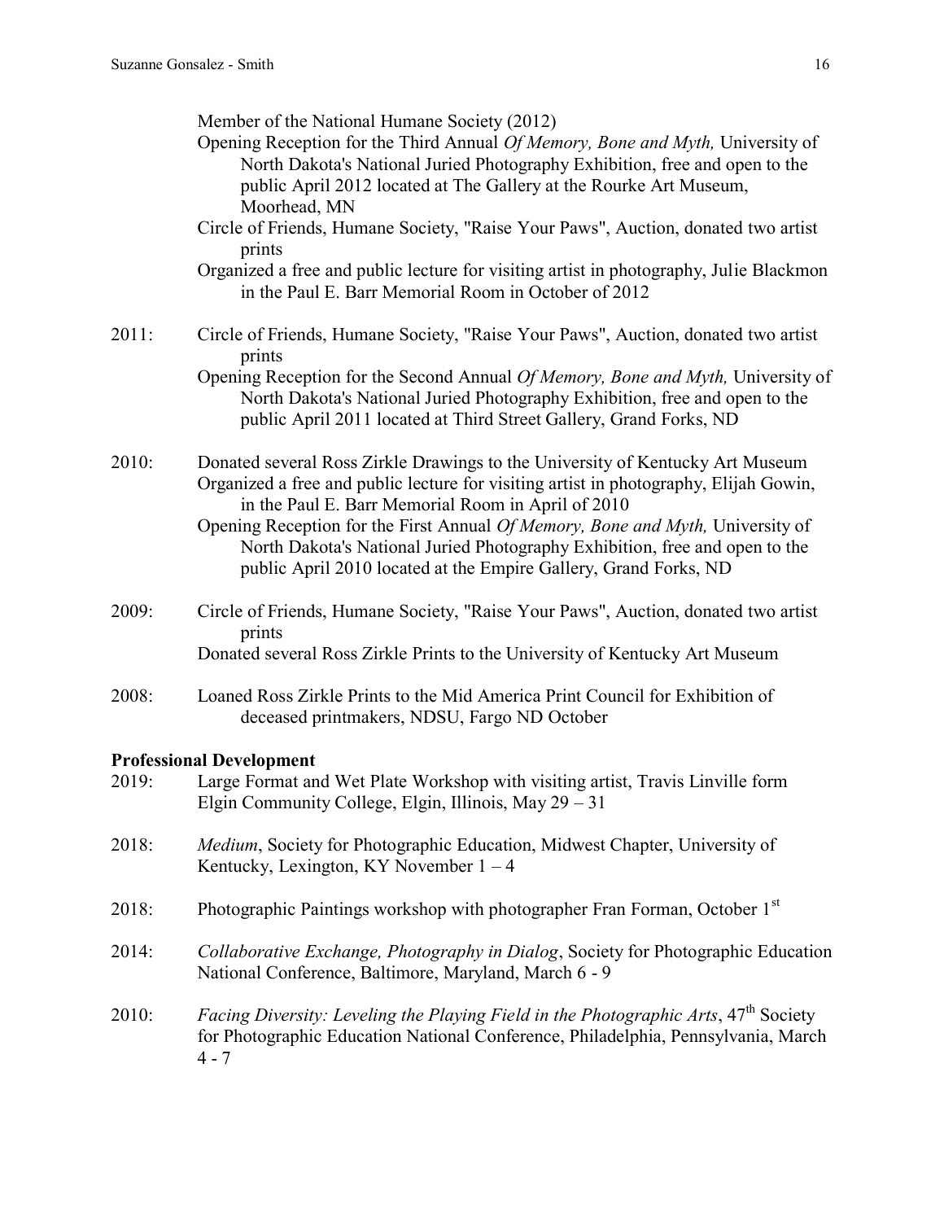Member of the National Humane Society (2012)

Opening Reception for the Third Annual *Of Memory, Bone and Myth,* University of North Dakota's National Juried Photography Exhibition, free and open to the public April 2012 located at The Gallery at the Rourke Art Museum, Moorhead, MN

Circle of Friends, Humane Society, "Raise Your Paws", Auction, donated two artist prints

Organized a free and public lecture for visiting artist in photography, Julie Blackmon in the Paul E. Barr Memorial Room in October of 2012

2011: Circle of Friends, Humane Society, "Raise Your Paws", Auction, donated two artist prints

Opening Reception for the Second Annual *Of Memory, Bone and Myth,* University of North Dakota's National Juried Photography Exhibition, free and open to the public April 2011 located at Third Street Gallery, Grand Forks, ND

2010: Donated several Ross Zirkle Drawings to the University of Kentucky Art Museum

Organized a free and public lecture for visiting artist in photography, Elijah Gowin, in the Paul E. Barr Memorial Room in April of 2010

Opening Reception for the First Annual *Of Memory, Bone and Myth,* University of North Dakota's National Juried Photography Exhibition, free and open to the public April 2010 located at the Empire Gallery, Grand Forks, ND

2009: Circle of Friends, Humane Society, "Raise Your Paws", Auction, donated two artist prints

Donated several Ross Zirkle Prints to the University of Kentucky Art Museum

2008: Loaned Ross Zirkle Prints to the Mid America Print Council for Exhibition of deceased printmakers, NDSU, Fargo ND October

**Professional Development**

2019: Large Format and Wet Plate Workshop with visiting artist, Travis Linville form Elgin Community College, Elgin, Illinois, May 29 – 31

2018: *Medium*, Society for Photographic Education, Midwest Chapter, University of Kentucky, Lexington, KY November 1 – 4

2018: Photographic Paintings workshop with photographer Fran Forman, October 1st

2014: *Collaborative Exchange, Photography in Dialog*, Society for Photographic Education National Conference, Baltimore, Maryland, March 6 - 9

2010: *Facing Diversity: Leveling the Playing Field in the Photographic Arts*, 47th Society for Photographic Education National Conference, Philadelphia, Pennsylvania, March 4 - 7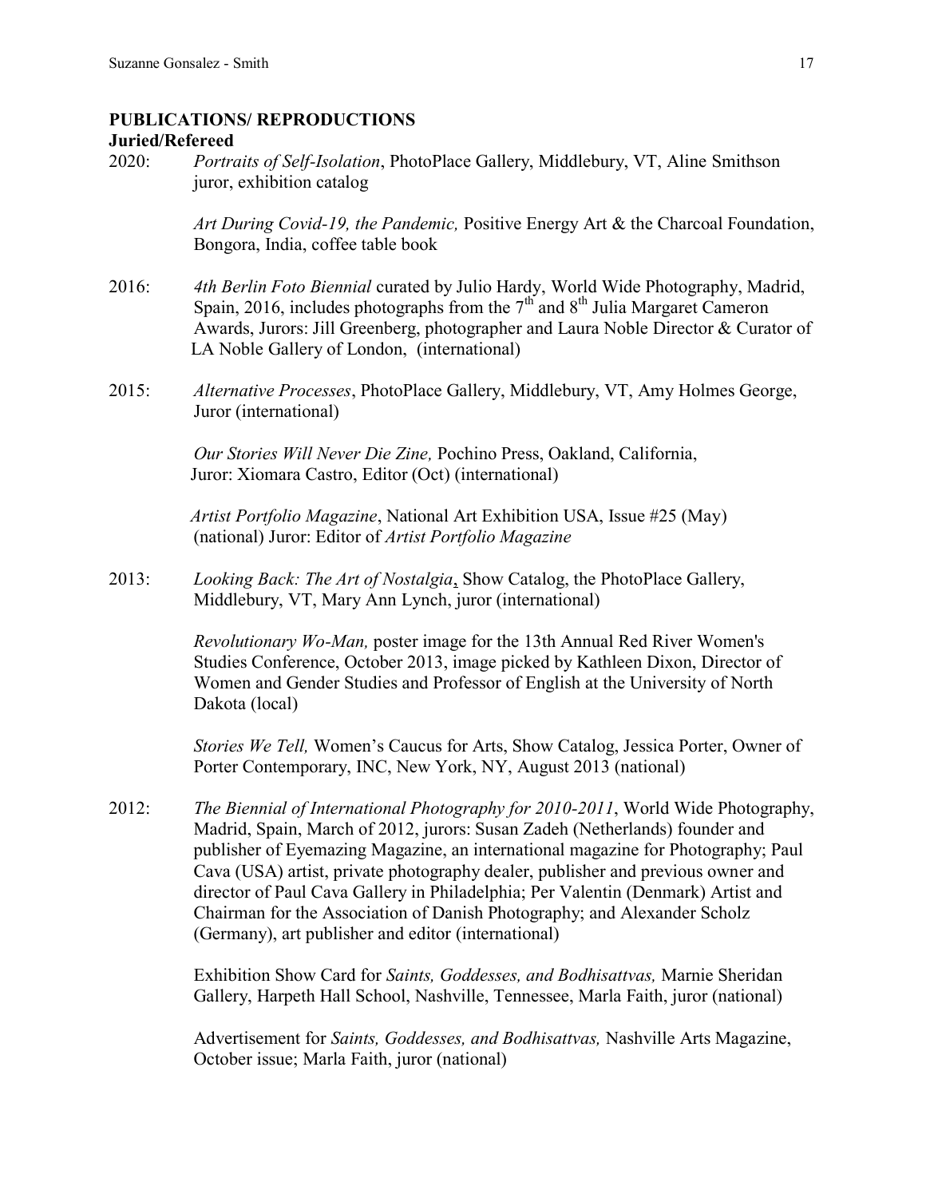## PUBLICATIONS/ REPRODUCTIONS

### Juried/Refereed

2020: *Portraits of Self-Isolation*, PhotoPlace Gallery, Middlebury, VT, Aline Smithson juror, exhibition catalog

*Art During Covid-19, the Pandemic,* Positive Energy Art & the Charcoal Foundation, Bongora, India, coffee table book

2016: *4th Berlin Foto Biennial* curated by Julio Hardy, World Wide Photography, Madrid, Spain, 2016, includes photographs from the 7th and 8th Julia Margaret Cameron Awards, Jurors: Jill Greenberg, photographer and Laura Noble Director & Curator of LA Noble Gallery of London, (international)

2015: *Alternative Processes*, PhotoPlace Gallery, Middlebury, VT, Amy Holmes George, Juror (international)

*Our Stories Will Never Die Zine,* Pochino Press, Oakland, California, Juror: Xiomara Castro, Editor (Oct) (international)

*Artist Portfolio Magazine*, National Art Exhibition USA, Issue #25 (May) (national) Juror: Editor of *Artist Portfolio Magazine*

2013: *Looking Back: The Art of Nostalgia*, Show Catalog, the PhotoPlace Gallery, Middlebury, VT, Mary Ann Lynch, juror (international)

*Revolutionary Wo-Man,* poster image for the 13th Annual Red River Women's Studies Conference, October 2013, image picked by Kathleen Dixon, Director of Women and Gender Studies and Professor of English at the University of North Dakota (local)

*Stories We Tell,* Women's Caucus for Arts, Show Catalog, Jessica Porter, Owner of Porter Contemporary, INC, New York, NY, August 2013 (national)

2012: *The Biennial of International Photography for 2010-2011*, World Wide Photography, Madrid, Spain, March of 2012, jurors: Susan Zadeh (Netherlands) founder and publisher of Eyemazing Magazine, an international magazine for Photography; Paul Cava (USA) artist, private photography dealer, publisher and previous owner and director of Paul Cava Gallery in Philadelphia; Per Valentin (Denmark) Artist and Chairman for the Association of Danish Photography; and Alexander Scholz (Germany), art publisher and editor (international)

Exhibition Show Card for *Saints, Goddesses, and Bodhisattvas,* Marnie Sheridan Gallery, Harpeth Hall School, Nashville, Tennessee, Marla Faith, juror (national)

Advertisement for *Saints, Goddesses, and Bodhisattvas,* Nashville Arts Magazine, October issue; Marla Faith, juror (national)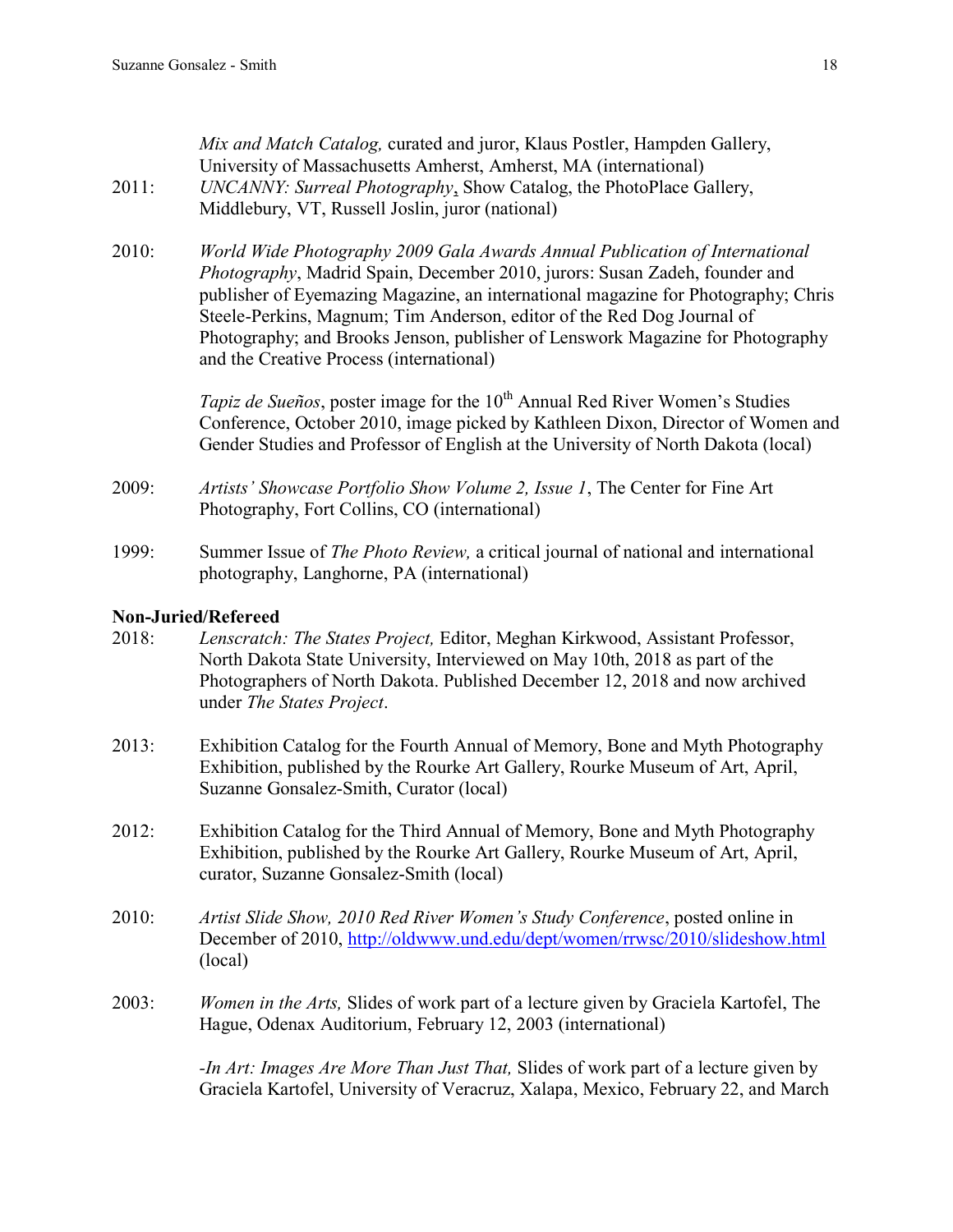*Mix and Match Catalog,* curated and juror, Klaus Postler, Hampden Gallery, University of Massachusetts Amherst, Amherst, MA (international)

2011: *UNCANNY: Surreal Photography*, Show Catalog, the PhotoPlace Gallery, Middlebury, VT, Russell Joslin, juror (national)

2010: *World Wide Photography 2009 Gala Awards Annual Publication of International Photography*, Madrid Spain, December 2010, jurors: Susan Zadeh, founder and publisher of Eyemazing Magazine, an international magazine for Photography; Chris Steele-Perkins, Magnum; Tim Anderson, editor of the Red Dog Journal of Photography; and Brooks Jenson, publisher of Lenswork Magazine for Photography and the Creative Process (international)

*Tapiz de Sueños*, poster image for the 10th Annual Red River Women's Studies Conference, October 2010, image picked by Kathleen Dixon, Director of Women and Gender Studies and Professor of English at the University of North Dakota (local)

2009: *Artists' Showcase Portfolio Show Volume 2, Issue 1*, The Center for Fine Art Photography, Fort Collins, CO (international)

1999: Summer Issue of *The Photo Review,* a critical journal of national and international photography, Langhorne, PA (international)

**Non-Juried/Refereed**

2018: *Lenscratch: The States Project,* Editor, Meghan Kirkwood, Assistant Professor, North Dakota State University, Interviewed on May 10th, 2018 as part of the Photographers of North Dakota. Published December 12, 2018 and now archived under *The States Project*.

2013: Exhibition Catalog for the Fourth Annual of Memory, Bone and Myth Photography Exhibition, published by the Rourke Art Gallery, Rourke Museum of Art, April, Suzanne Gonsalez-Smith, Curator (local)

2012: Exhibition Catalog for the Third Annual of Memory, Bone and Myth Photography Exhibition, published by the Rourke Art Gallery, Rourke Museum of Art, April, curator, Suzanne Gonsalez-Smith (local)

2010: *Artist Slide Show, 2010 Red River Women's Study Conference*, posted online in December of 2010, http://oldwww.und.edu/dept/women/rrwsc/2010/slideshow.html (local)

2003: *Women in the Arts,* Slides of work part of a lecture given by Graciela Kartofel, The Hague, Odenax Auditorium, February 12, 2003 (international)

-*In Art: Images Are More Than Just That,* Slides of work part of a lecture given by Graciela Kartofel, University of Veracruz, Xalapa, Mexico, February 22, and March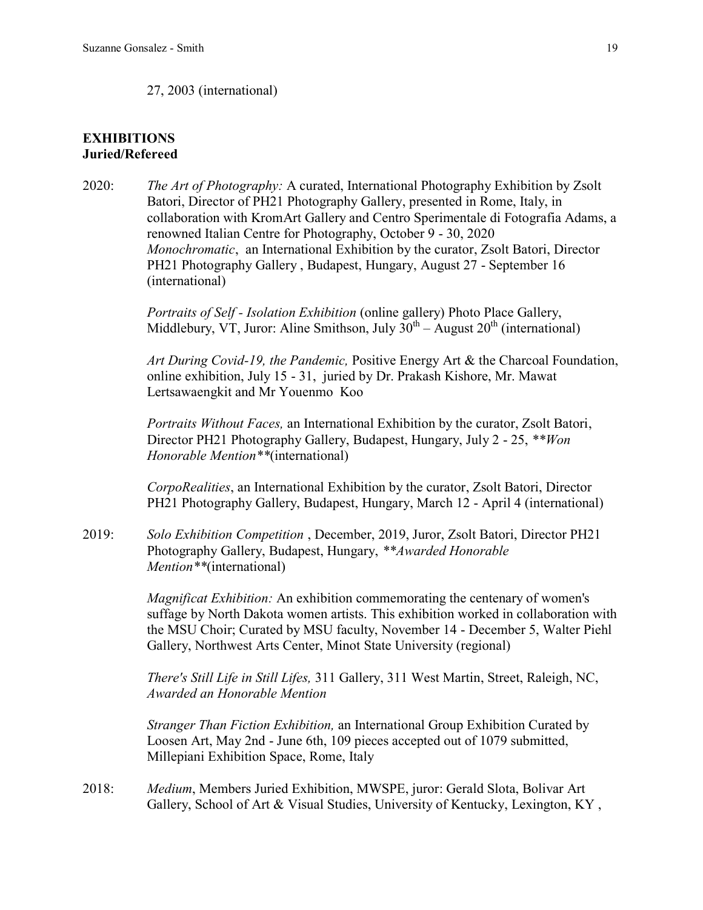27, 2003 (international)

## EXHIBITIONS

### Juried/Refereed

2020: *The Art of Photography:* A curated, International Photography Exhibition by Zsolt Batori, Director of PH21 Photography Gallery, presented in Rome, Italy, in collaboration with KromArt Gallery and Centro Sperimentale di Fotografia Adams, a renowned Italian Centre for Photography, October 9 - 30, 2020
*Monochromatic*, an International Exhibition by the curator, Zsolt Batori, Director PH21 Photography Gallery , Budapest, Hungary, August 27 - September 16 (international)

*Portraits of Self - Isolation Exhibition* (online gallery) Photo Place Gallery, Middlebury, VT, Juror: Aline Smithson, July 30th – August 20th (international)

*Art During Covid-19, the Pandemic,* Positive Energy Art & the Charcoal Foundation, online exhibition, July 15 - 31, juried by Dr. Prakash Kishore, Mr. Mawat Lertsawaengkit and Mr Youenmo Koo

*Portraits Without Faces,* an International Exhibition by the curator, Zsolt Batori, Director PH21 Photography Gallery, Budapest, Hungary, July 2 - 25, ***Won Honorable Mention***(international)

*CorpoRealities*, an International Exhibition by the curator, Zsolt Batori, Director PH21 Photography Gallery, Budapest, Hungary, March 12 - April 4 (international)

2019: *Solo Exhibition Competition* , December, 2019, Juror, Zsolt Batori, Director PH21 Photography Gallery, Budapest, Hungary, ***Awarded Honorable Mention***(international)

*Magnificat Exhibition:* An exhibition commemorating the centenary of women's suffage by North Dakota women artists. This exhibition worked in collaboration with the MSU Choir; Curated by MSU faculty, November 14 - December 5, Walter Piehl Gallery, Northwest Arts Center, Minot State University (regional)

*There's Still Life in Still Lifes,* 311 Gallery, 311 West Martin, Street, Raleigh, NC, *Awarded an Honorable Mention*

*Stranger Than Fiction Exhibition,* an International Group Exhibition Curated by Loosen Art, May 2nd - June 6th, 109 pieces accepted out of 1079 submitted, Millepiani Exhibition Space, Rome, Italy

2018: *Medium*, Members Juried Exhibition, MWSPE, juror: Gerald Slota, Bolivar Art Gallery, School of Art & Visual Studies, University of Kentucky, Lexington, KY ,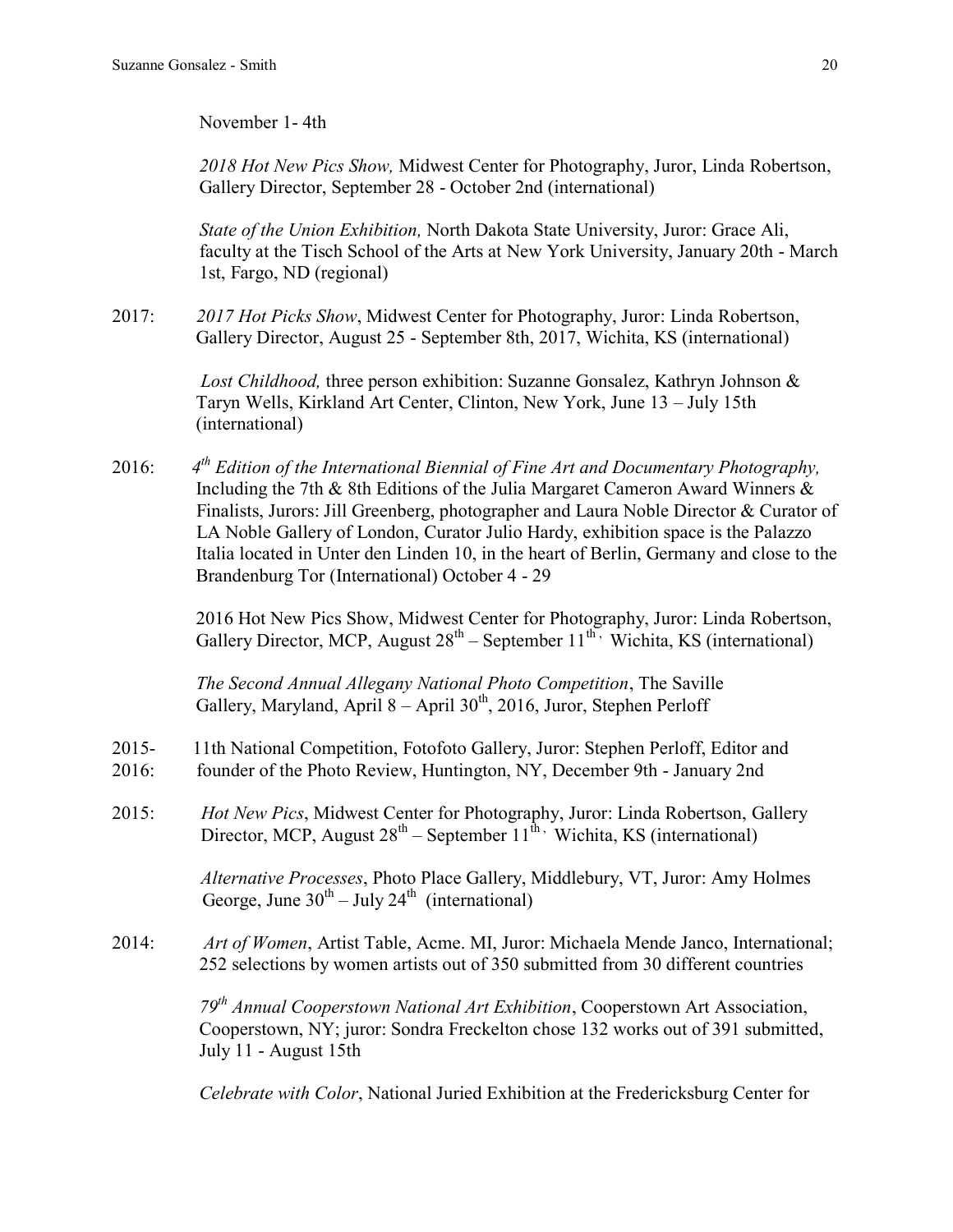November 1- 4th

*2018 Hot New Pics Show,* Midwest Center for Photography, Juror, Linda Robertson, Gallery Director, September 28 - October 2nd (international)

*State of the Union Exhibition,* North Dakota State University, Juror: Grace Ali, faculty at the Tisch School of the Arts at New York University, January 20th - March 1st, Fargo, ND (regional)

2017: *2017 Hot Picks Show*, Midwest Center for Photography, Juror: Linda Robertson, Gallery Director, August 25 - September 8th, 2017, Wichita, KS (international)

*Lost Childhood,* three person exhibition: Suzanne Gonsalez, Kathryn Johnson & Taryn Wells, Kirkland Art Center, Clinton, New York, June 13 – July 15th (international)

2016: *4th Edition of the International Biennial of Fine Art and Documentary Photography,* Including the 7th & 8th Editions of the Julia Margaret Cameron Award Winners & Finalists, Jurors: Jill Greenberg, photographer and Laura Noble Director & Curator of LA Noble Gallery of London, Curator Julio Hardy, exhibition space is the Palazzo Italia located in Unter den Linden 10, in the heart of Berlin, Germany and close to the Brandenburg Tor (International) October 4 - 29

2016 Hot New Pics Show, Midwest Center for Photography, Juror: Linda Robertson, Gallery Director, MCP, August 28th – September 11th, Wichita, KS (international)

*The Second Annual Allegany National Photo Competition*, The Saville Gallery, Maryland, April 8 – April 30th, 2016, Juror, Stephen Perloff

2015-2016: 11th National Competition, Fotofoto Gallery, Juror: Stephen Perloff, Editor and founder of the Photo Review, Huntington, NY, December 9th - January 2nd

2015: *Hot New Pics*, Midwest Center for Photography, Juror: Linda Robertson, Gallery Director, MCP, August 28th – September 11th, Wichita, KS (international)

*Alternative Processes*, Photo Place Gallery, Middlebury, VT, Juror: Amy Holmes George, June 30th – July 24th (international)

2014: *Art of Women*, Artist Table, Acme. MI, Juror: Michaela Mende Janco, International; 252 selections by women artists out of 350 submitted from 30 different countries

*79th Annual Cooperstown National Art Exhibition*, Cooperstown Art Association, Cooperstown, NY; juror: Sondra Freckelton chose 132 works out of 391 submitted, July 11 - August 15th

*Celebrate with Color*, National Juried Exhibition at the Fredericksburg Center for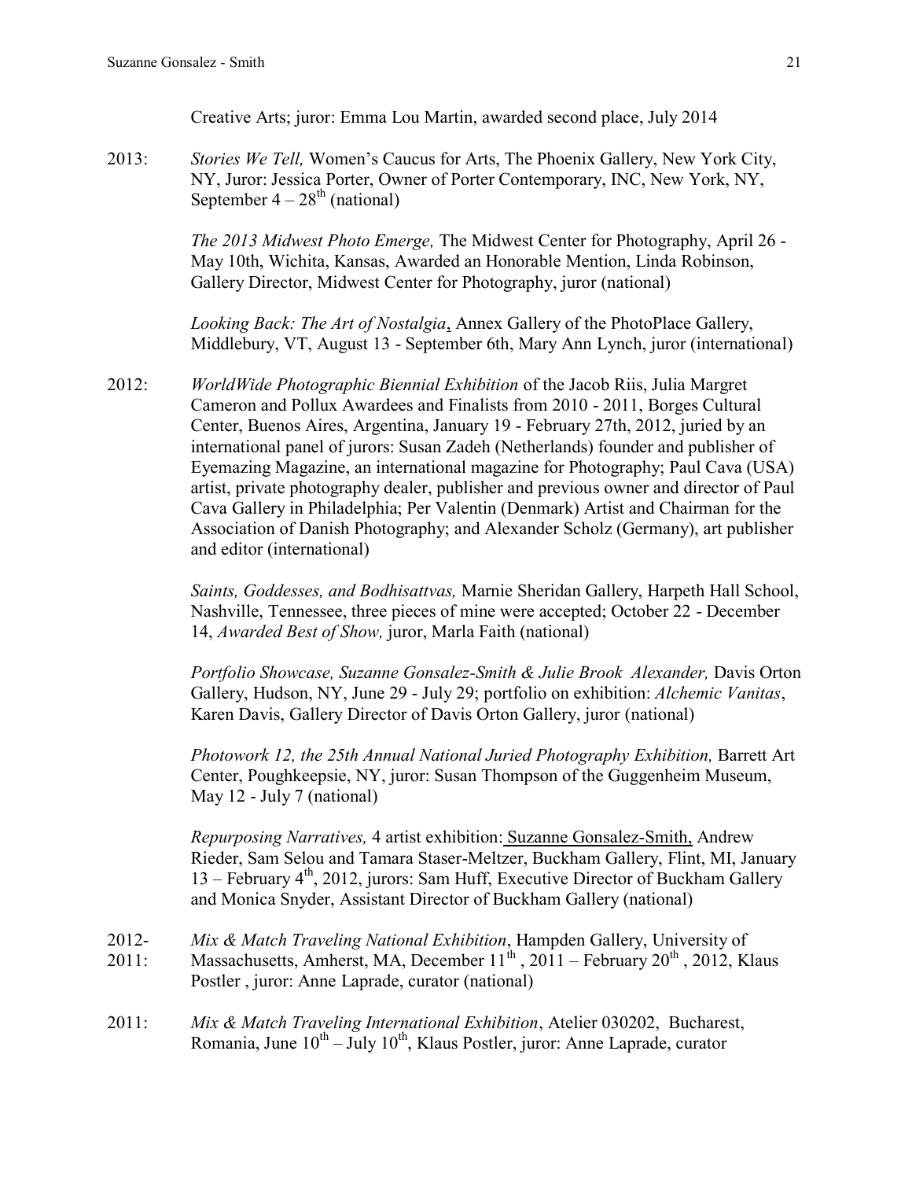Creative Arts; juror: Emma Lou Martin, awarded second place, July 2014

2013: *Stories We Tell,* Women's Caucus for Arts, The Phoenix Gallery, New York City, NY, Juror: Jessica Porter, Owner of Porter Contemporary, INC, New York, NY, September 4 – 28th (national)

*The 2013 Midwest Photo Emerge,* The Midwest Center for Photography, April 26 - May 10th, Wichita, Kansas, Awarded an Honorable Mention, Linda Robinson, Gallery Director, Midwest Center for Photography, juror (national)

*Looking Back: The Art of Nostalgia*, Annex Gallery of the PhotoPlace Gallery, Middlebury, VT, August 13 - September 6th, Mary Ann Lynch, juror (international)

2012: *WorldWide Photographic Biennial Exhibition* of the Jacob Riis, Julia Margret Cameron and Pollux Awardees and Finalists from 2010 - 2011, Borges Cultural Center, Buenos Aires, Argentina, January 19 - February 27th, 2012, juried by an international panel of jurors: Susan Zadeh (Netherlands) founder and publisher of Eyemazing Magazine, an international magazine for Photography; Paul Cava (USA) artist, private photography dealer, publisher and previous owner and director of Paul Cava Gallery in Philadelphia; Per Valentin (Denmark) Artist and Chairman for the Association of Danish Photography; and Alexander Scholz (Germany), art publisher and editor (international)

*Saints, Goddesses, and Bodhisattvas,* Marnie Sheridan Gallery, Harpeth Hall School, Nashville, Tennessee, three pieces of mine were accepted; October 22 - December 14, *Awarded Best of Show,* juror, Marla Faith (national)

*Portfolio Showcase, Suzanne Gonsalez-Smith & Julie Brook Alexander,* Davis Orton Gallery, Hudson, NY, June 29 - July 29; portfolio on exhibition: *Alchemic Vanitas*, Karen Davis, Gallery Director of Davis Orton Gallery, juror (national)

*Photowork 12, the 25th Annual National Juried Photography Exhibition,* Barrett Art Center, Poughkeepsie, NY, juror: Susan Thompson of the Guggenheim Museum, May 12 - July 7 (national)

*Repurposing Narratives,* 4 artist exhibition: Suzanne Gonsalez-Smith, Andrew Rieder, Sam Selou and Tamara Staser-Meltzer, Buckham Gallery, Flint, MI, January 13 – February 4th, 2012, jurors: Sam Huff, Executive Director of Buckham Gallery and Monica Snyder, Assistant Director of Buckham Gallery (national)

2012-2011: *Mix & Match Traveling National Exhibition*, Hampden Gallery, University of Massachusetts, Amherst, MA, December 11th, 2011 – February 20th, 2012, Klaus Postler, juror: Anne Laprade, curator (national)

2011: *Mix & Match Traveling International Exhibition*, Atelier 030202, Bucharest, Romania, June 10th – July 10th, Klaus Postler, juror: Anne Laprade, curator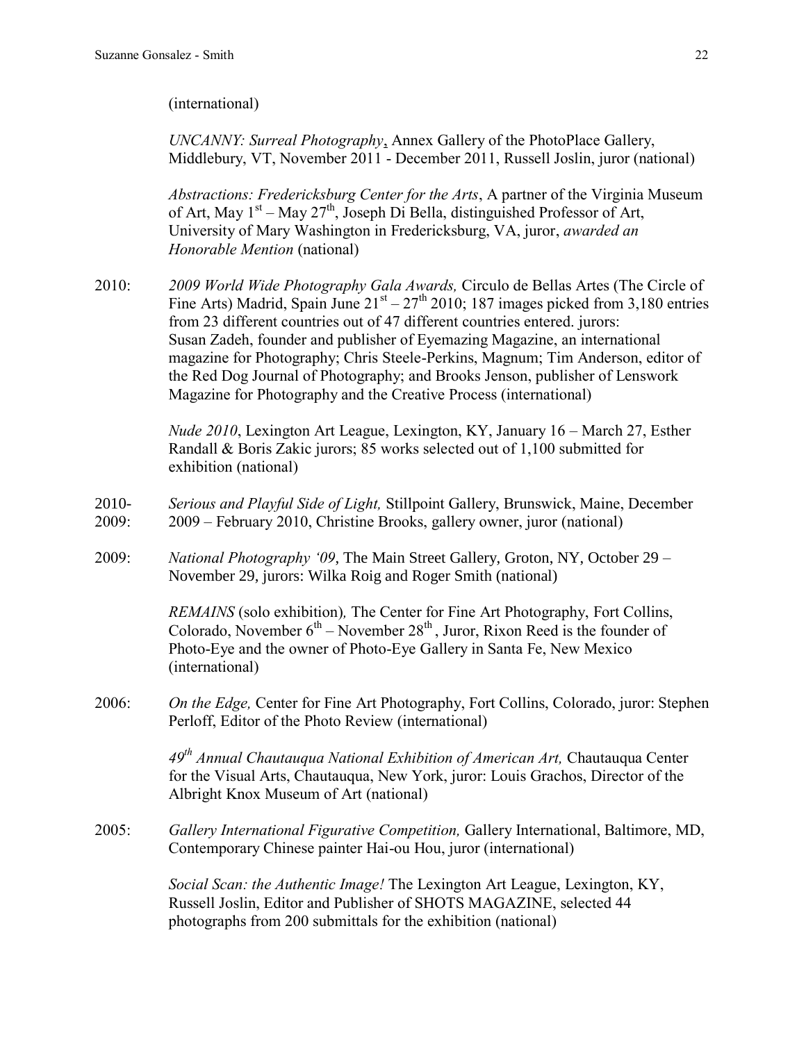(international)

*UNCANNY: Surreal Photography*, Annex Gallery of the PhotoPlace Gallery, Middlebury, VT, November 2011 - December 2011, Russell Joslin, juror (national)

*Abstractions: Fredericksburg Center for the Arts*, A partner of the Virginia Museum of Art, May 1st – May 27th, Joseph Di Bella, distinguished Professor of Art, University of Mary Washington in Fredericksburg, VA, juror, *awarded an Honorable Mention* (national)

2010: *2009 World Wide Photography Gala Awards,* Circulo de Bellas Artes (The Circle of Fine Arts) Madrid, Spain June 21st – 27th 2010; 187 images picked from 3,180 entries from 23 different countries out of 47 different countries entered. jurors: Susan Zadeh, founder and publisher of Eyemazing Magazine, an international magazine for Photography; Chris Steele-Perkins, Magnum; Tim Anderson, editor of the Red Dog Journal of Photography; and Brooks Jenson, publisher of Lenswork Magazine for Photography and the Creative Process (international)

*Nude 2010*, Lexington Art League, Lexington, KY, January 16 – March 27, Esther Randall & Boris Zakic jurors; 85 works selected out of 1,100 submitted for exhibition (national)

2010-2009: *Serious and Playful Side of Light,* Stillpoint Gallery, Brunswick, Maine, December 2009 – February 2010, Christine Brooks, gallery owner, juror (national)

2009: *National Photography '09*, The Main Street Gallery, Groton, NY, October 29 – November 29, jurors: Wilka Roig and Roger Smith (national)

*REMAINS* (solo exhibition)*,* The Center for Fine Art Photography, Fort Collins, Colorado, November 6th – November 28th , Juror, Rixon Reed is the founder of Photo-Eye and the owner of Photo-Eye Gallery in Santa Fe, New Mexico (international)

2006: *On the Edge,* Center for Fine Art Photography, Fort Collins, Colorado, juror: Stephen Perloff, Editor of the Photo Review (international)

*49th Annual Chautauqua National Exhibition of American Art,* Chautauqua Center for the Visual Arts, Chautauqua, New York, juror: Louis Grachos, Director of the Albright Knox Museum of Art (national)

2005: *Gallery International Figurative Competition,* Gallery International, Baltimore, MD, Contemporary Chinese painter Hai-ou Hou, juror (international)

*Social Scan: the Authentic Image!* The Lexington Art League, Lexington, KY, Russell Joslin, Editor and Publisher of SHOTS MAGAZINE, selected 44 photographs from 200 submittals for the exhibition (national)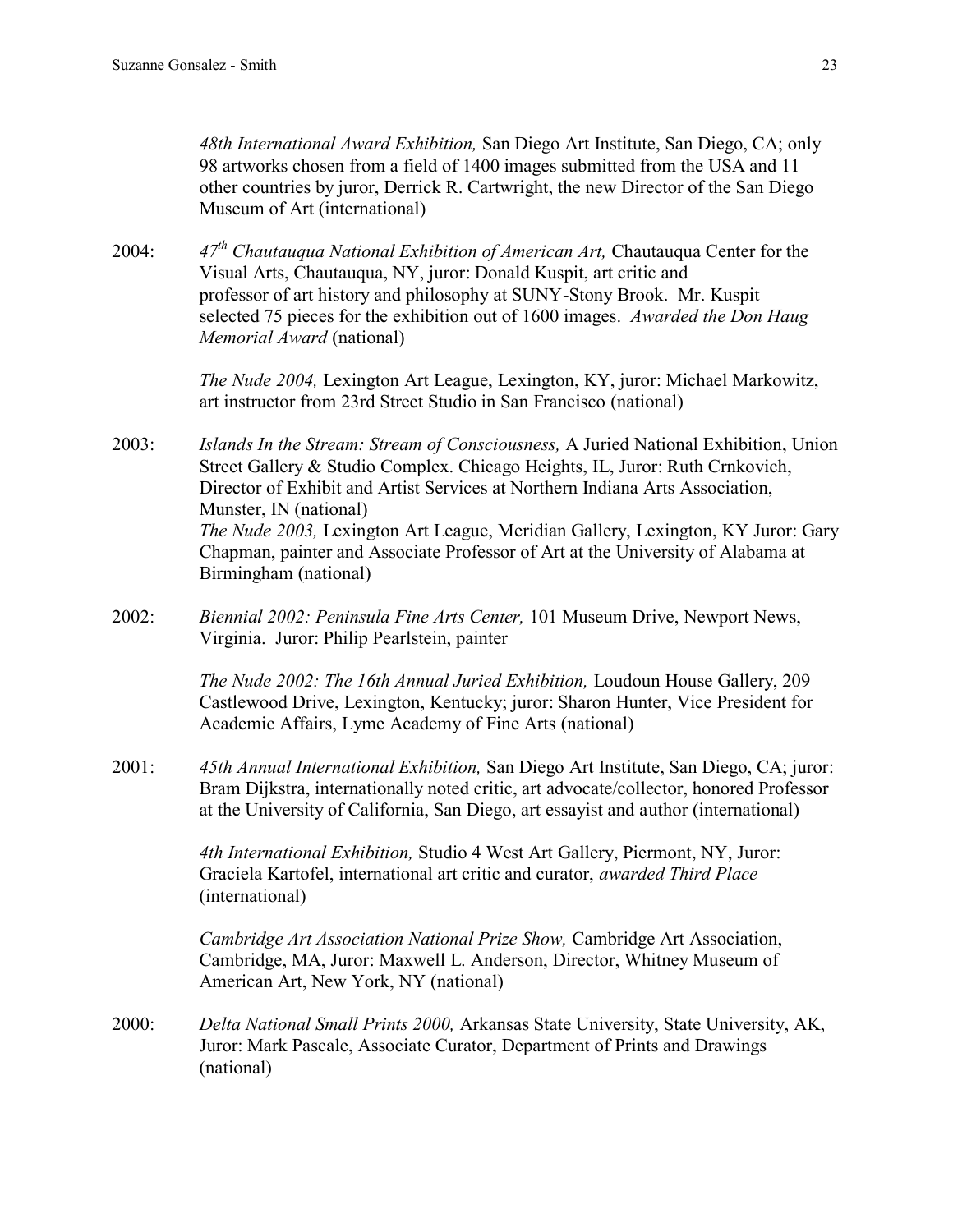*48th International Award Exhibition,* San Diego Art Institute, San Diego, CA; only 98 artworks chosen from a field of 1400 images submitted from the USA and 11 other countries by juror, Derrick R. Cartwright, the new Director of the San Diego Museum of Art (international)

2004: *47th Chautauqua National Exhibition of American Art,* Chautauqua Center for the Visual Arts, Chautauqua, NY, juror: Donald Kuspit, art critic and professor of art history and philosophy at SUNY-Stony Brook. Mr. Kuspit selected 75 pieces for the exhibition out of 1600 images. *Awarded the Don Haug Memorial Award* (national)

*The Nude 2004,* Lexington Art League, Lexington, KY, juror: Michael Markowitz, art instructor from 23rd Street Studio in San Francisco (national)

2003: *Islands In the Stream: Stream of Consciousness,* A Juried National Exhibition, Union Street Gallery & Studio Complex. Chicago Heights, IL, Juror: Ruth Crnkovich, Director of Exhibit and Artist Services at Northern Indiana Arts Association, Munster, IN (national)
*The Nude 2003,* Lexington Art League, Meridian Gallery, Lexington, KY Juror: Gary Chapman, painter and Associate Professor of Art at the University of Alabama at Birmingham (national)

2002: *Biennial 2002: Peninsula Fine Arts Center,* 101 Museum Drive, Newport News, Virginia. Juror: Philip Pearlstein, painter

*The Nude 2002: The 16th Annual Juried Exhibition,* Loudoun House Gallery, 209 Castlewood Drive, Lexington, Kentucky; juror: Sharon Hunter, Vice President for Academic Affairs, Lyme Academy of Fine Arts (national)

2001: *45th Annual International Exhibition,* San Diego Art Institute, San Diego, CA; juror: Bram Dijkstra, internationally noted critic, art advocate/collector, honored Professor at the University of California, San Diego, art essayist and author (international)

*4th International Exhibition,* Studio 4 West Art Gallery, Piermont, NY, Juror: Graciela Kartofel, international art critic and curator, *awarded Third Place* (international)

*Cambridge Art Association National Prize Show,* Cambridge Art Association, Cambridge, MA, Juror: Maxwell L. Anderson, Director, Whitney Museum of American Art, New York, NY (national)

2000: *Delta National Small Prints 2000,* Arkansas State University, State University, AK, Juror: Mark Pascale, Associate Curator, Department of Prints and Drawings (national)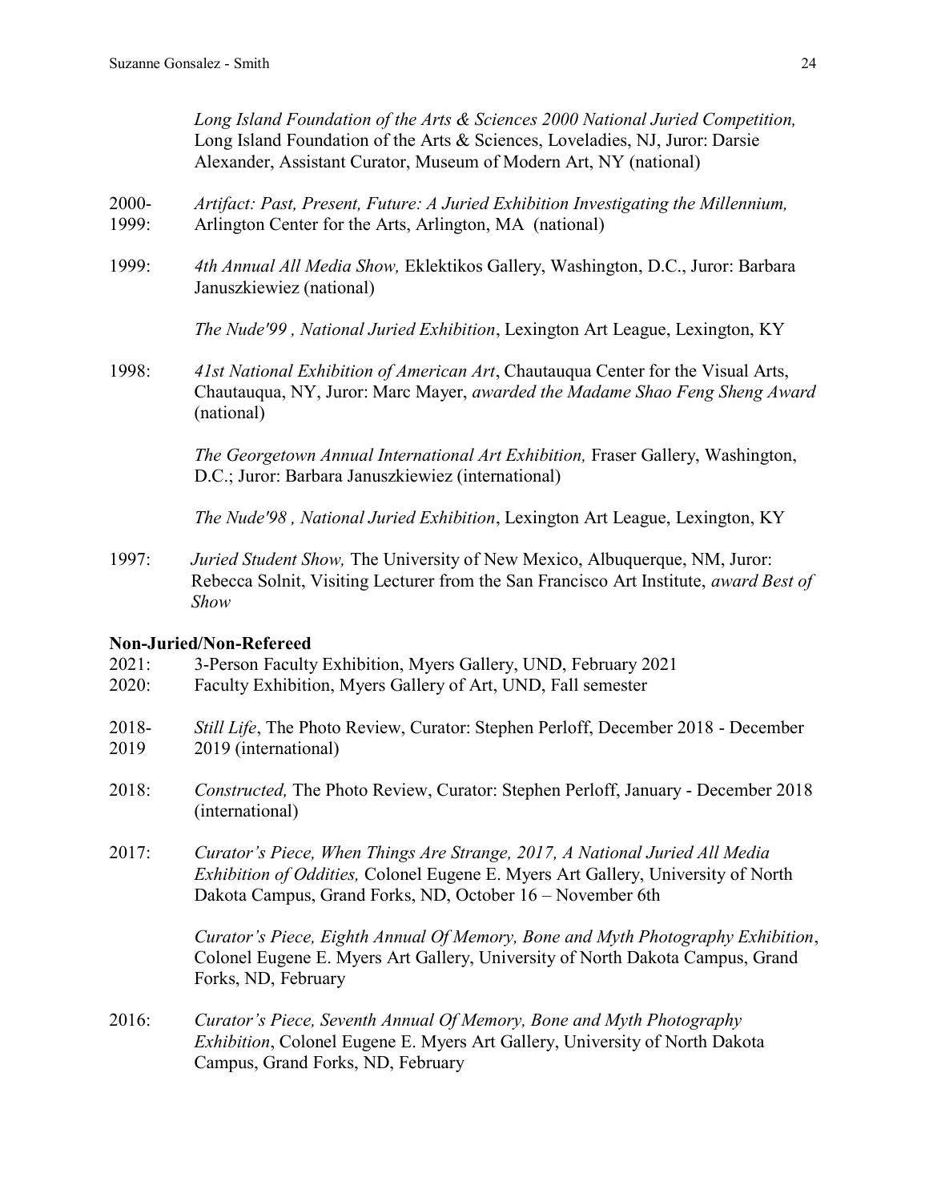*Long Island Foundation of the Arts & Sciences 2000 National Juried Competition,* Long Island Foundation of the Arts & Sciences, Loveladies, NJ, Juror: Darsie Alexander, Assistant Curator, Museum of Modern Art, NY (national)

2000-1999: *Artifact: Past, Present, Future: A Juried Exhibition Investigating the Millennium,* Arlington Center for the Arts, Arlington, MA (national)

1999: *4th Annual All Media Show,* Eklektikos Gallery, Washington, D.C., Juror: Barbara Januszkiewiez (national)

*The Nude'99 , National Juried Exhibition*, Lexington Art League, Lexington, KY

1998: *41st National Exhibition of American Art*, Chautauqua Center for the Visual Arts, Chautauqua, NY, Juror: Marc Mayer, *awarded the Madame Shao Feng Sheng Award* (national)

*The Georgetown Annual International Art Exhibition,* Fraser Gallery, Washington, D.C.; Juror: Barbara Januszkiewiez (international)

*The Nude'98 , National Juried Exhibition*, Lexington Art League, Lexington, KY

1997: *Juried Student Show,* The University of New Mexico, Albuquerque, NM, Juror: Rebecca Solnit, Visiting Lecturer from the San Francisco Art Institute, *award Best of Show*

**Non-Juried/Non-Refereed**

2021: 3-Person Faculty Exhibition, Myers Gallery, UND, February 2021

2020: Faculty Exhibition, Myers Gallery of Art, UND, Fall semester

2018-2019 *Still Life*, The Photo Review, Curator: Stephen Perloff, December 2018 - December 2019 (international)

2018: *Constructed,* The Photo Review, Curator: Stephen Perloff, January - December 2018 (international)

2017: *Curator's Piece, When Things Are Strange, 2017, A National Juried All Media Exhibition of Oddities,* Colonel Eugene E. Myers Art Gallery, University of North Dakota Campus, Grand Forks, ND, October 16 – November 6th

*Curator's Piece, Eighth Annual Of Memory, Bone and Myth Photography Exhibition*, Colonel Eugene E. Myers Art Gallery, University of North Dakota Campus, Grand Forks, ND, February

2016: *Curator's Piece, Seventh Annual Of Memory, Bone and Myth Photography Exhibition*, Colonel Eugene E. Myers Art Gallery, University of North Dakota Campus, Grand Forks, ND, February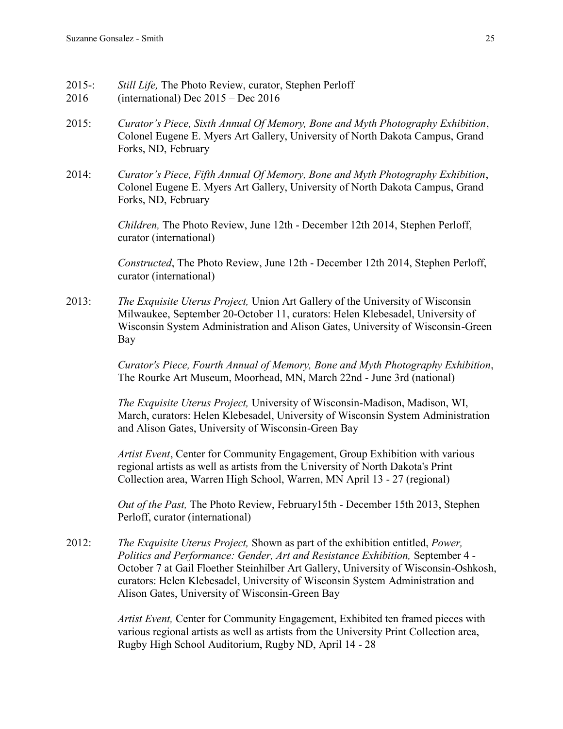2015-: 2016 *Still Life,* The Photo Review, curator, Stephen Perloff (international) Dec 2015 – Dec 2016

2015: *Curator's Piece, Sixth Annual Of Memory, Bone and Myth Photography Exhibition*, Colonel Eugene E. Myers Art Gallery, University of North Dakota Campus, Grand Forks, ND, February

2014: *Curator's Piece, Fifth Annual Of Memory, Bone and Myth Photography Exhibition*, Colonel Eugene E. Myers Art Gallery, University of North Dakota Campus, Grand Forks, ND, February

*Children,* The Photo Review, June 12th - December 12th 2014, Stephen Perloff, curator (international)

*Constructed*, The Photo Review, June 12th - December 12th 2014, Stephen Perloff, curator (international)

2013: *The Exquisite Uterus Project,* Union Art Gallery of the University of Wisconsin Milwaukee, September 20-October 11, curators: Helen Klebesadel, University of Wisconsin System Administration and Alison Gates, University of Wisconsin-Green Bay

*Curator's Piece, Fourth Annual of Memory, Bone and Myth Photography Exhibition*, The Rourke Art Museum, Moorhead, MN, March 22nd - June 3rd (national)

*The Exquisite Uterus Project,* University of Wisconsin-Madison, Madison, WI, March, curators: Helen Klebesadel, University of Wisconsin System Administration and Alison Gates, University of Wisconsin-Green Bay

*Artist Event*, Center for Community Engagement, Group Exhibition with various regional artists as well as artists from the University of North Dakota's Print Collection area, Warren High School, Warren, MN April 13 - 27 (regional)

*Out of the Past,* The Photo Review, February15th - December 15th 2013, Stephen Perloff, curator (international)

2012: *The Exquisite Uterus Project,* Shown as part of the exhibition entitled, *Power, Politics and Performance: Gender, Art and Resistance Exhibition,* September 4 - October 7 at Gail Floether Steinhilber Art Gallery, University of Wisconsin-Oshkosh, curators: Helen Klebesadel, University of Wisconsin System Administration and Alison Gates, University of Wisconsin-Green Bay

*Artist Event,* Center for Community Engagement, Exhibited ten framed pieces with various regional artists as well as artists from the University Print Collection area, Rugby High School Auditorium, Rugby ND, April 14 - 28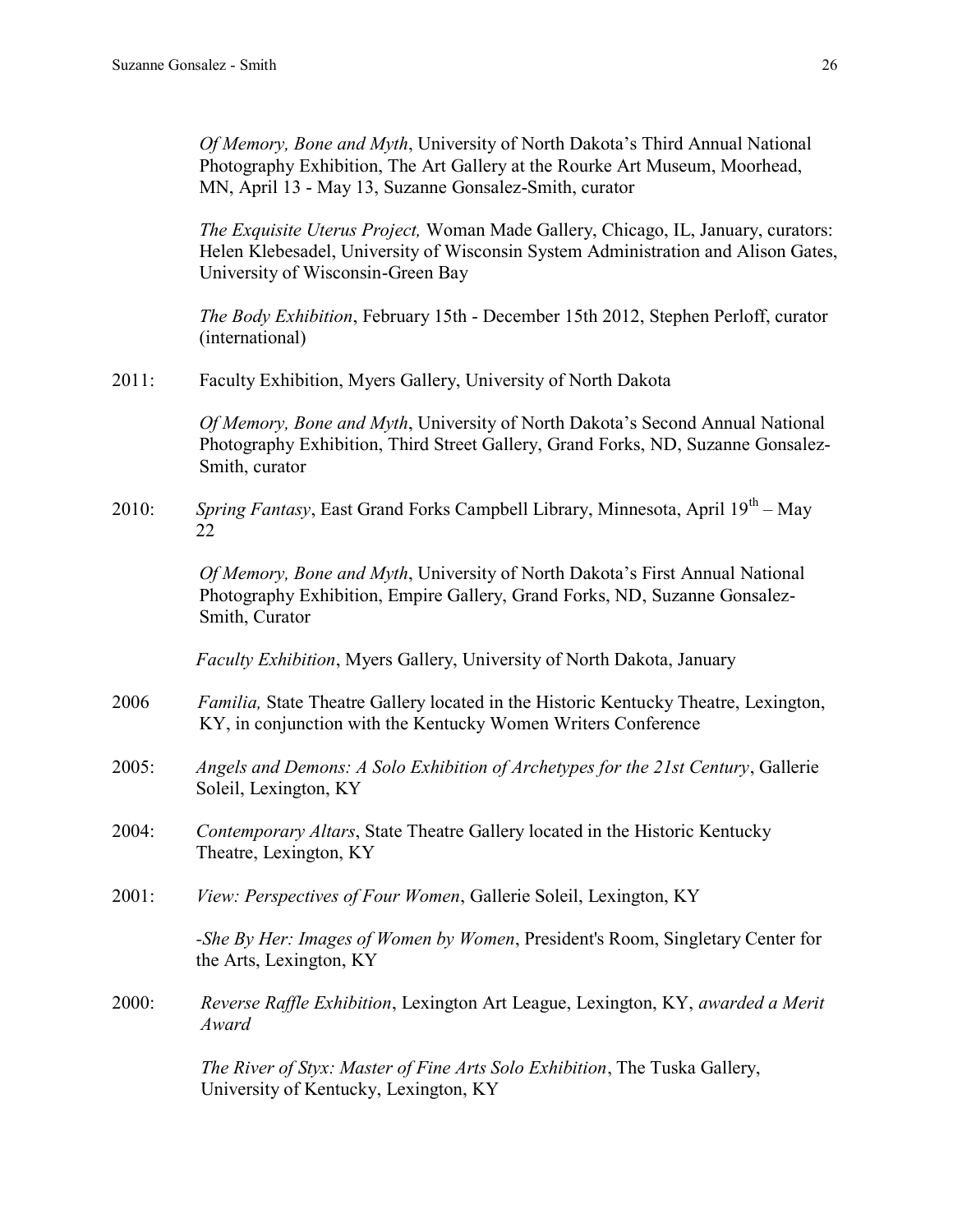*Of Memory, Bone and Myth*, University of North Dakota's Third Annual National Photography Exhibition, The Art Gallery at the Rourke Art Museum, Moorhead, MN, April 13 - May 13, Suzanne Gonsalez-Smith, curator

*The Exquisite Uterus Project,* Woman Made Gallery, Chicago, IL, January, curators: Helen Klebesadel, University of Wisconsin System Administration and Alison Gates, University of Wisconsin-Green Bay

*The Body Exhibition*, February 15th - December 15th 2012, Stephen Perloff, curator (international)

2011: Faculty Exhibition, Myers Gallery, University of North Dakota

*Of Memory, Bone and Myth*, University of North Dakota's Second Annual National Photography Exhibition, Third Street Gallery, Grand Forks, ND, Suzanne Gonsalez-Smith, curator

2010: *Spring Fantasy*, East Grand Forks Campbell Library, Minnesota, April 19th – May 22

*Of Memory, Bone and Myth*, University of North Dakota's First Annual National Photography Exhibition, Empire Gallery, Grand Forks, ND, Suzanne Gonsalez-Smith, Curator

*Faculty Exhibition*, Myers Gallery, University of North Dakota, January

2006 *Familia,* State Theatre Gallery located in the Historic Kentucky Theatre, Lexington, KY, in conjunction with the Kentucky Women Writers Conference

2005: *Angels and Demons: A Solo Exhibition of Archetypes for the 21st Century*, Gallerie Soleil, Lexington, KY

2004: *Contemporary Altars*, State Theatre Gallery located in the Historic Kentucky Theatre, Lexington, KY

2001: *View: Perspectives of Four Women*, Gallerie Soleil, Lexington, KY

-*She By Her: Images of Women by Women*, President's Room, Singletary Center for the Arts, Lexington, KY

2000: *Reverse Raffle Exhibition*, Lexington Art League, Lexington, KY, *awarded a Merit Award*

*The River of Styx: Master of Fine Arts Solo Exhibition*, The Tuska Gallery, University of Kentucky, Lexington, KY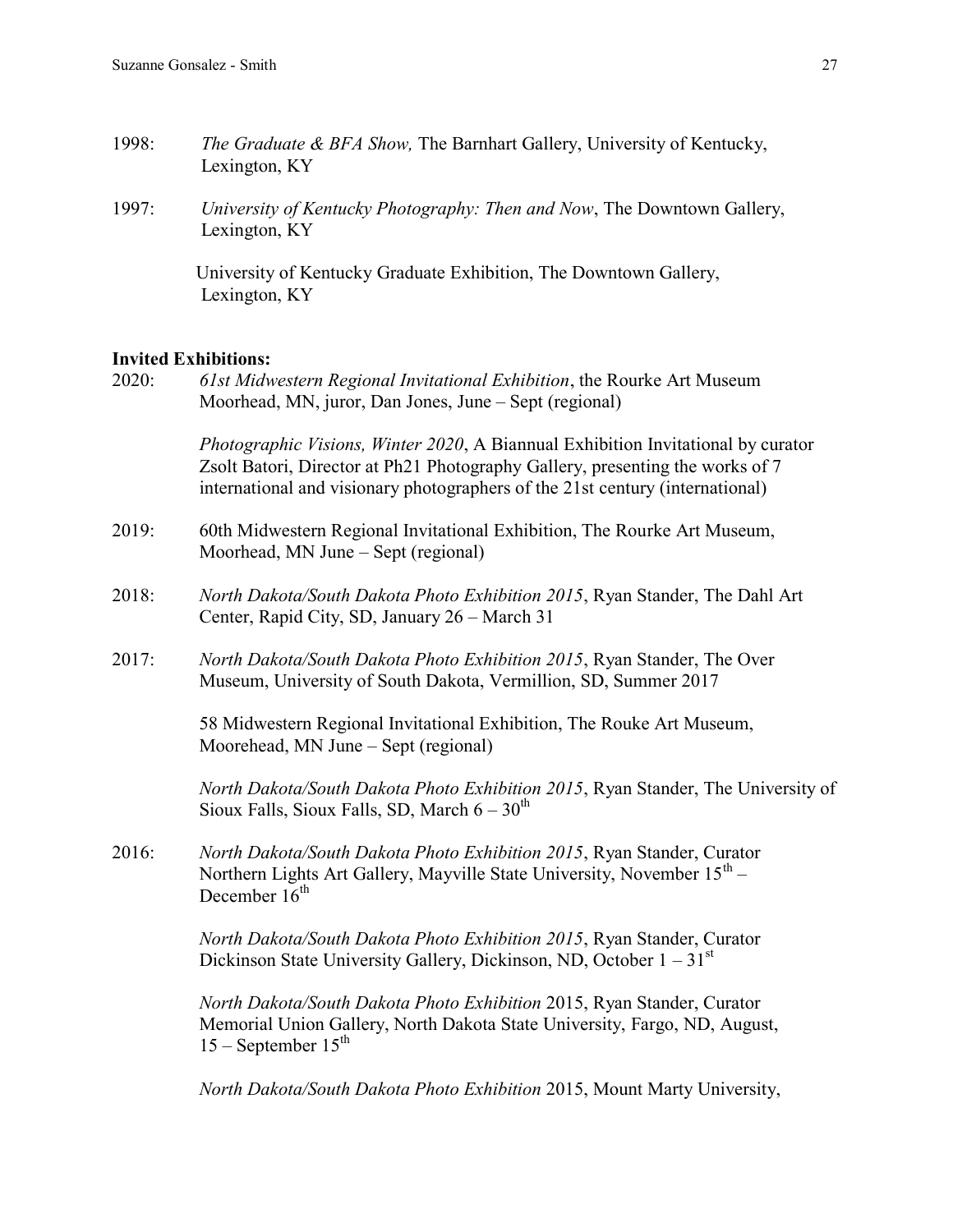1998: *The Graduate & BFA Show,* The Barnhart Gallery, University of Kentucky, Lexington, KY

1997: *University of Kentucky Photography: Then and Now*, The Downtown Gallery, Lexington, KY

University of Kentucky Graduate Exhibition, The Downtown Gallery, Lexington, KY

**Invited Exhibitions:**

2020: *61st Midwestern Regional Invitational Exhibition*, the Rourke Art Museum Moorhead, MN, juror, Dan Jones, June – Sept (regional)

*Photographic Visions, Winter 2020*, A Biannual Exhibition Invitational by curator Zsolt Batori, Director at Ph21 Photography Gallery, presenting the works of 7 international and visionary photographers of the 21st century (international)

2019: 60th Midwestern Regional Invitational Exhibition, The Rourke Art Museum, Moorhead, MN June – Sept (regional)

2018: *North Dakota/South Dakota Photo Exhibition 2015*, Ryan Stander, The Dahl Art Center, Rapid City, SD, January 26 – March 31

2017: *North Dakota/South Dakota Photo Exhibition 2015*, Ryan Stander, The Over Museum, University of South Dakota, Vermillion, SD, Summer 2017

58 Midwestern Regional Invitational Exhibition, The Rouke Art Museum, Moorehead, MN June – Sept (regional)

*North Dakota/South Dakota Photo Exhibition 2015*, Ryan Stander, The University of Sioux Falls, Sioux Falls, SD, March 6 – 30th

2016: *North Dakota/South Dakota Photo Exhibition 2015*, Ryan Stander, Curator Northern Lights Art Gallery, Mayville State University, November 15th – December 16th

*North Dakota/South Dakota Photo Exhibition 2015*, Ryan Stander, Curator Dickinson State University Gallery, Dickinson, ND, October 1 – 31st

*North Dakota/South Dakota Photo Exhibition* 2015, Ryan Stander, Curator Memorial Union Gallery, North Dakota State University, Fargo, ND, August, 15 – September 15th

*North Dakota/South Dakota Photo Exhibition* 2015, Mount Marty University,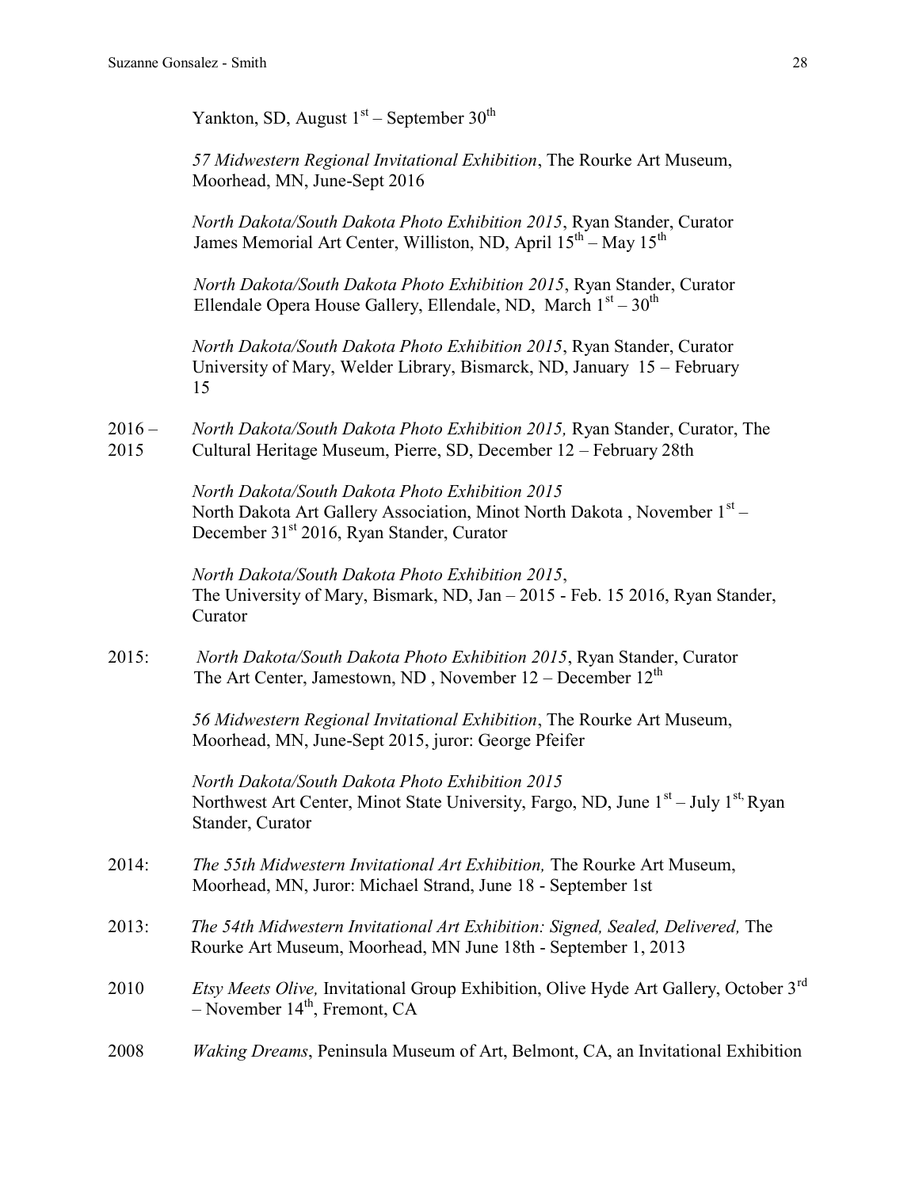Yankton, SD, August 1st – September 30th

*57 Midwestern Regional Invitational Exhibition*, The Rourke Art Museum, Moorhead, MN, June-Sept 2016

*North Dakota/South Dakota Photo Exhibition 2015*, Ryan Stander, Curator James Memorial Art Center, Williston, ND, April 15th – May 15th

*North Dakota/South Dakota Photo Exhibition 2015*, Ryan Stander, Curator Ellendale Opera House Gallery, Ellendale, ND, March 1st – 30th

*North Dakota/South Dakota Photo Exhibition 2015*, Ryan Stander, Curator University of Mary, Welder Library, Bismarck, ND, January 15 – February 15

2016 – 2015 *North Dakota/South Dakota Photo Exhibition 2015,* Ryan Stander, Curator, The Cultural Heritage Museum, Pierre, SD, December 12 – February 28th

*North Dakota/South Dakota Photo Exhibition 2015* North Dakota Art Gallery Association, Minot North Dakota , November 1st – December 31st 2016, Ryan Stander, Curator

*North Dakota/South Dakota Photo Exhibition 2015*, The University of Mary, Bismark, ND, Jan – 2015 - Feb. 15 2016, Ryan Stander, Curator

2015: *North Dakota/South Dakota Photo Exhibition 2015*, Ryan Stander, Curator The Art Center, Jamestown, ND , November 12 – December 12th

*56 Midwestern Regional Invitational Exhibition*, The Rourke Art Museum, Moorhead, MN, June-Sept 2015, juror: George Pfeifer

*North Dakota/South Dakota Photo Exhibition 2015* Northwest Art Center, Minot State University, Fargo, ND, June 1st – July 1st, Ryan Stander, Curator

2014: *The 55th Midwestern Invitational Art Exhibition,* The Rourke Art Museum, Moorhead, MN, Juror: Michael Strand, June 18 - September 1st

2013: *The 54th Midwestern Invitational Art Exhibition: Signed, Sealed, Delivered,* The Rourke Art Museum, Moorhead, MN June 18th - September 1, 2013

2010 *Etsy Meets Olive,* Invitational Group Exhibition, Olive Hyde Art Gallery, October 3rd – November 14th, Fremont, CA

2008 *Waking Dreams*, Peninsula Museum of Art, Belmont, CA, an Invitational Exhibition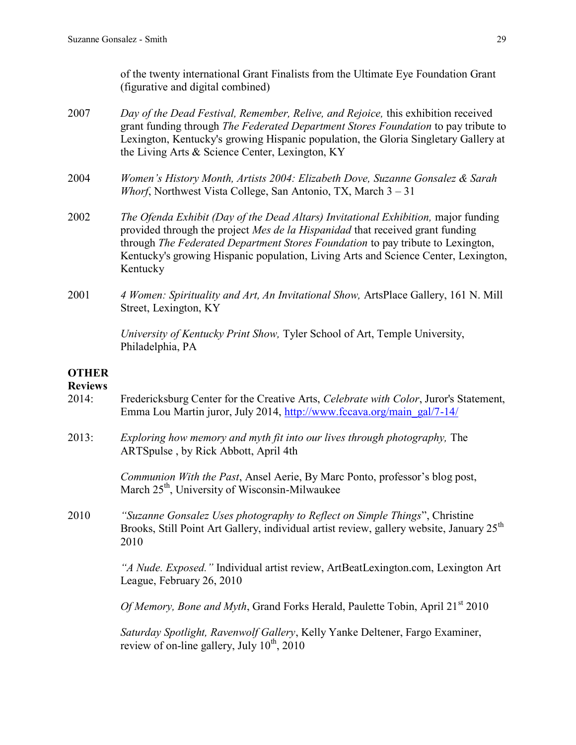of the twenty international Grant Finalists from the Ultimate Eye Foundation Grant (figurative and digital combined)

2007 *Day of the Dead Festival, Remember, Relive, and Rejoice,* this exhibition received grant funding through *The Federated Department Stores Foundation* to pay tribute to Lexington, Kentucky's growing Hispanic population, the Gloria Singletary Gallery at the Living Arts & Science Center, Lexington, KY

2004 *Women's History Month, Artists 2004: Elizabeth Dove, Suzanne Gonsalez & Sarah Whorf*, Northwest Vista College, San Antonio, TX, March 3 – 31

2002 *The Ofenda Exhibit (Day of the Dead Altars) Invitational Exhibition,* major funding provided through the project *Mes de la Hispanidad* that received grant funding through *The Federated Department Stores Foundation* to pay tribute to Lexington, Kentucky's growing Hispanic population, Living Arts and Science Center, Lexington, Kentucky

2001 *4 Women: Spirituality and Art, An Invitational Show,* ArtsPlace Gallery, 161 N. Mill Street, Lexington, KY

*University of Kentucky Print Show,* Tyler School of Art, Temple University, Philadelphia, PA

**OTHER**

**Reviews**

2014: Fredericksburg Center for the Creative Arts, *Celebrate with Color*, Juror's Statement, Emma Lou Martin juror, July 2014, http://www.fccava.org/main_gal/7-14/

2013: *Exploring how memory and myth fit into our lives through photography,* The ARTSpulse , by Rick Abbott, April 4th

*Communion With the Past*, Ansel Aerie, By Marc Ponto, professor's blog post, March 25th, University of Wisconsin-Milwaukee

2010 *"Suzanne Gonsalez Uses photography to Reflect on Simple Things*", Christine Brooks, Still Point Art Gallery, individual artist review, gallery website, January 25th 2010

*"A Nude. Exposed."* Individual artist review, ArtBeatLexington.com, Lexington Art League, February 26, 2010

*Of Memory, Bone and Myth*, Grand Forks Herald, Paulette Tobin, April 21st 2010

*Saturday Spotlight, Ravenwolf Gallery*, Kelly Yanke Deltener, Fargo Examiner, review of on-line gallery, July 10th, 2010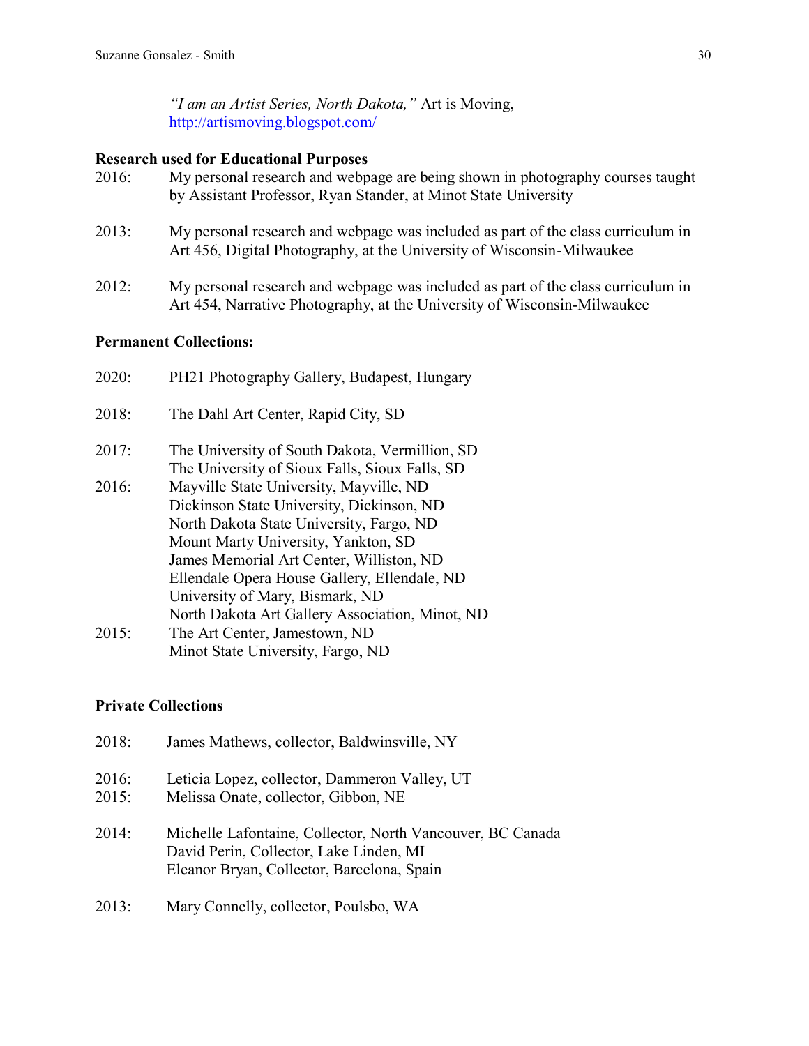*"I am an Artist Series, North Dakota,"* Art is Moving, http://artismoving.blogspot.com/

**Research used for Educational Purposes**

2016: My personal research and webpage are being shown in photography courses taught by Assistant Professor, Ryan Stander, at Minot State University

2013: My personal research and webpage was included as part of the class curriculum in Art 456, Digital Photography, at the University of Wisconsin-Milwaukee

2012: My personal research and webpage was included as part of the class curriculum in Art 454, Narrative Photography, at the University of Wisconsin-Milwaukee

**Permanent Collections:**

2020: PH21 Photography Gallery, Budapest, Hungary

2018: The Dahl Art Center, Rapid City, SD

2017: The University of South Dakota, Vermillion, SD
The University of Sioux Falls, Sioux Falls, SD

2016: Mayville State University, Mayville, ND
Dickinson State University, Dickinson, ND
North Dakota State University, Fargo, ND
Mount Marty University, Yankton, SD
James Memorial Art Center, Williston, ND
Ellendale Opera House Gallery, Ellendale, ND
University of Mary, Bismark, ND
North Dakota Art Gallery Association, Minot, ND

2015: The Art Center, Jamestown, ND
Minot State University, Fargo, ND

**Private Collections**

2018: James Mathews, collector, Baldwinsville, NY

2016: Leticia Lopez, collector, Dammeron Valley, UT

2015: Melissa Onate, collector, Gibbon, NE

2014: Michelle Lafontaine, Collector, North Vancouver, BC Canada
David Perin, Collector, Lake Linden, MI
Eleanor Bryan, Collector, Barcelona, Spain

2013: Mary Connelly, collector, Poulsbo, WA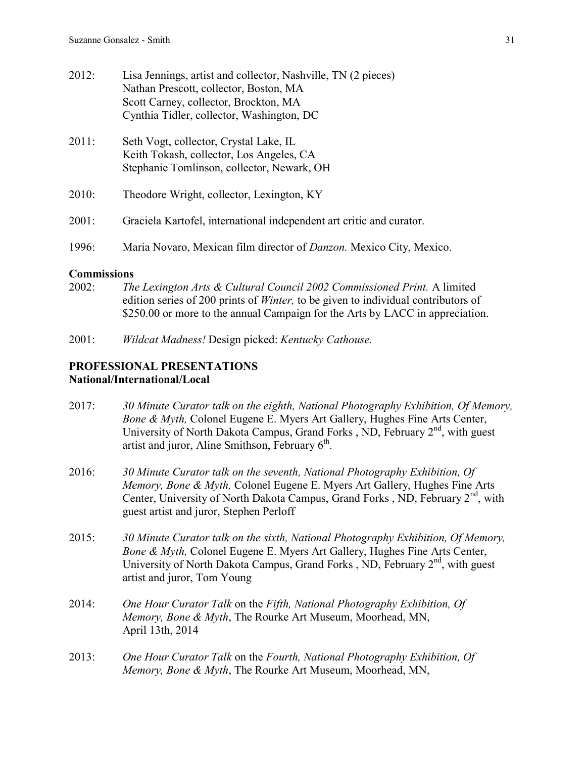2012: Lisa Jennings, artist and collector, Nashville, TN (2 pieces)
Nathan Prescott, collector, Boston, MA
Scott Carney, collector, Brockton, MA
Cynthia Tidler, collector, Washington, DC

2011: Seth Vogt, collector, Crystal Lake, IL
Keith Tokash, collector, Los Angeles, CA
Stephanie Tomlinson, collector, Newark, OH

2010: Theodore Wright, collector, Lexington, KY

2001: Graciela Kartofel, international independent art critic and curator.

1996: Maria Novaro, Mexican film director of *Danzon.* Mexico City, Mexico.

**Commissions**

2002: *The Lexington Arts & Cultural Council 2002 Commissioned Print.* A limited edition series of 200 prints of *Winter,* to be given to individual contributors of $250.00 or more to the annual Campaign for the Arts by LACC in appreciation.

2001: *Wildcat Madness!* Design picked: *Kentucky Cathouse.*

## PROFESSIONAL PRESENTATIONS
### National/International/Local

2017: *30 Minute Curator talk on the eighth, National Photography Exhibition, Of Memory, Bone & Myth,* Colonel Eugene E. Myers Art Gallery, Hughes Fine Arts Center, University of North Dakota Campus, Grand Forks , ND, February 2nd, with guest artist and juror, Aline Smithson, February 6th.

2016: *30 Minute Curator talk on the seventh, National Photography Exhibition, Of Memory, Bone & Myth,* Colonel Eugene E. Myers Art Gallery, Hughes Fine Arts Center, University of North Dakota Campus, Grand Forks , ND, February 2nd, with guest artist and juror, Stephen Perloff

2015: *30 Minute Curator talk on the sixth, National Photography Exhibition, Of Memory, Bone & Myth,* Colonel Eugene E. Myers Art Gallery, Hughes Fine Arts Center, University of North Dakota Campus, Grand Forks , ND, February 2nd, with guest artist and juror, Tom Young

2014: *One Hour Curator Talk* on the *Fifth, National Photography Exhibition, Of Memory, Bone & Myth*, The Rourke Art Museum, Moorhead, MN, April 13th, 2014

2013: *One Hour Curator Talk* on the *Fourth, National Photography Exhibition, Of Memory, Bone & Myth*, The Rourke Art Museum, Moorhead, MN,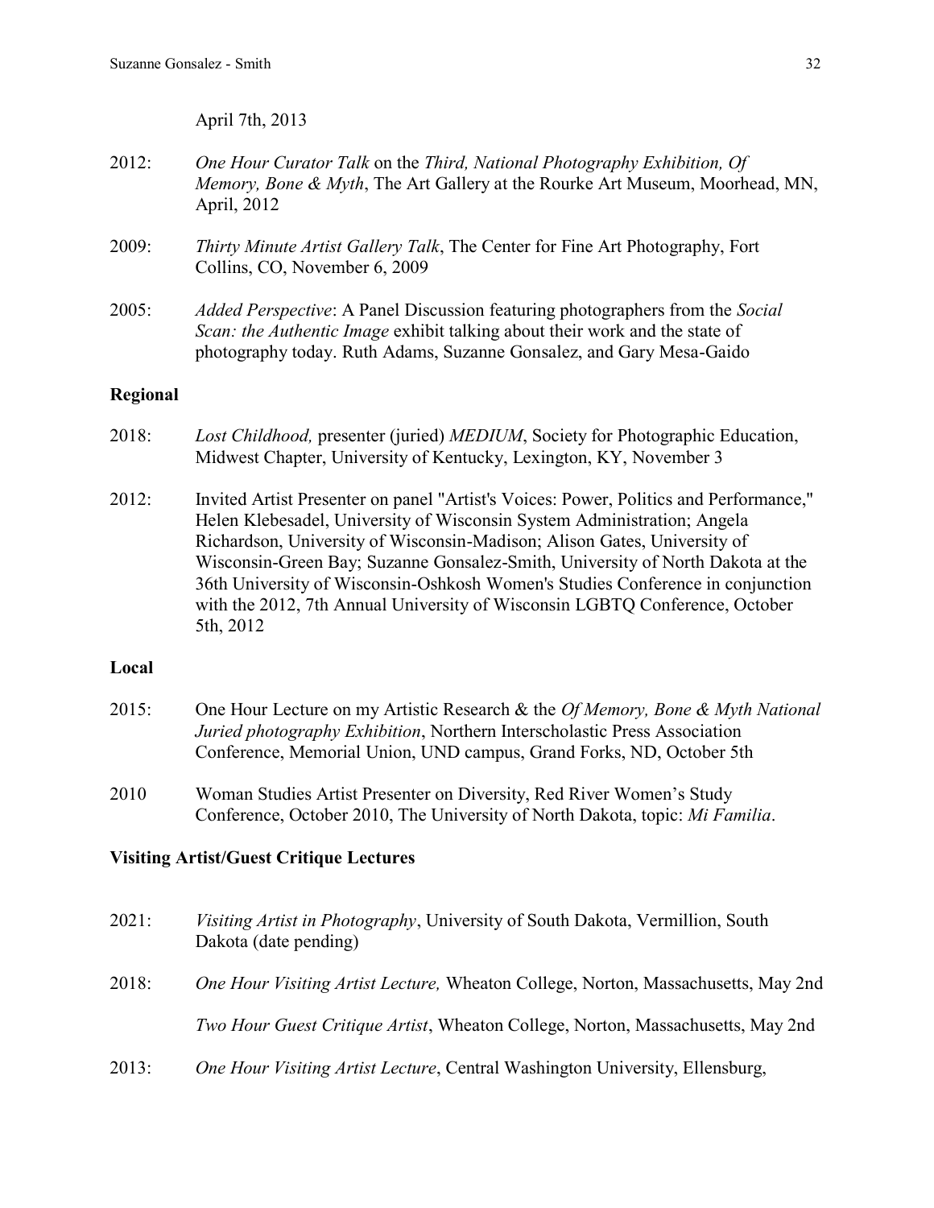April 7th, 2013

2012: *One Hour Curator Talk* on the *Third, National Photography Exhibition, Of Memory, Bone & Myth*, The Art Gallery at the Rourke Art Museum, Moorhead, MN, April, 2012

2009: *Thirty Minute Artist Gallery Talk*, The Center for Fine Art Photography, Fort Collins, CO, November 6, 2009

2005: *Added Perspective*: A Panel Discussion featuring photographers from the *Social Scan: the Authentic Image* exhibit talking about their work and the state of photography today. Ruth Adams, Suzanne Gonsalez, and Gary Mesa-Gaido

**Regional**

2018: *Lost Childhood,* presenter (juried) *MEDIUM*, Society for Photographic Education, Midwest Chapter, University of Kentucky, Lexington, KY, November 3

2012: Invited Artist Presenter on panel "Artist's Voices: Power, Politics and Performance," Helen Klebesadel, University of Wisconsin System Administration; Angela Richardson, University of Wisconsin-Madison; Alison Gates, University of Wisconsin-Green Bay; Suzanne Gonsalez-Smith, University of North Dakota at the 36th University of Wisconsin-Oshkosh Women's Studies Conference in conjunction with the 2012, 7th Annual University of Wisconsin LGBTQ Conference, October 5th, 2012

**Local**

2015: One Hour Lecture on my Artistic Research & the *Of Memory, Bone & Myth National Juried photography Exhibition*, Northern Interscholastic Press Association Conference, Memorial Union, UND campus, Grand Forks, ND, October 5th

2010 Woman Studies Artist Presenter on Diversity, Red River Women's Study Conference, October 2010, The University of North Dakota, topic: *Mi Familia*.

**Visiting Artist/Guest Critique Lectures**

2021: *Visiting Artist in Photography*, University of South Dakota, Vermillion, South Dakota (date pending)

2018: *One Hour Visiting Artist Lecture,* Wheaton College, Norton, Massachusetts, May 2nd

*Two Hour Guest Critique Artist*, Wheaton College, Norton, Massachusetts, May 2nd

2013: *One Hour Visiting Artist Lecture*, Central Washington University, Ellensburg,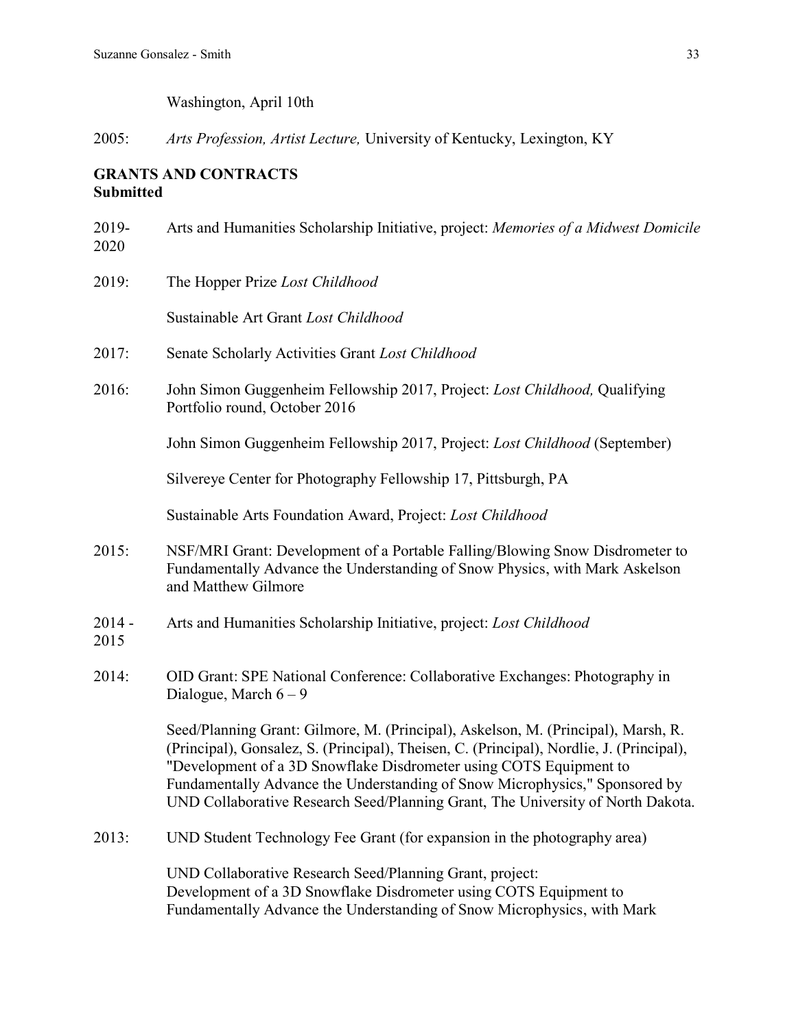Washington, April 10th

2005: *Arts Profession, Artist Lecture,* University of Kentucky, Lexington, KY

## GRANTS AND CONTRACTS
### Submitted

2019-2020: Arts and Humanities Scholarship Initiative, project: *Memories of a Midwest Domicile*

2019: The Hopper Prize *Lost Childhood*

Sustainable Art Grant *Lost Childhood*

2017: Senate Scholarly Activities Grant *Lost Childhood*

2016: John Simon Guggenheim Fellowship 2017, Project: *Lost Childhood,* Qualifying Portfolio round, October 2016

John Simon Guggenheim Fellowship 2017, Project: *Lost Childhood* (September)

Silvereye Center for Photography Fellowship 17, Pittsburgh, PA

Sustainable Arts Foundation Award, Project: *Lost Childhood*

2015: NSF/MRI Grant: Development of a Portable Falling/Blowing Snow Disdrometer to Fundamentally Advance the Understanding of Snow Physics, with Mark Askelson and Matthew Gilmore

2014 - 2015: Arts and Humanities Scholarship Initiative, project: *Lost Childhood*

2014: OID Grant: SPE National Conference: Collaborative Exchanges: Photography in Dialogue, March 6 – 9

Seed/Planning Grant: Gilmore, M. (Principal), Askelson, M. (Principal), Marsh, R. (Principal), Gonsalez, S. (Principal), Theisen, C. (Principal), Nordlie, J. (Principal), "Development of a 3D Snowflake Disdrometer using COTS Equipment to Fundamentally Advance the Understanding of Snow Microphysics," Sponsored by UND Collaborative Research Seed/Planning Grant, The University of North Dakota.

2013: UND Student Technology Fee Grant (for expansion in the photography area)

UND Collaborative Research Seed/Planning Grant, project: Development of a 3D Snowflake Disdrometer using COTS Equipment to Fundamentally Advance the Understanding of Snow Microphysics, with Mark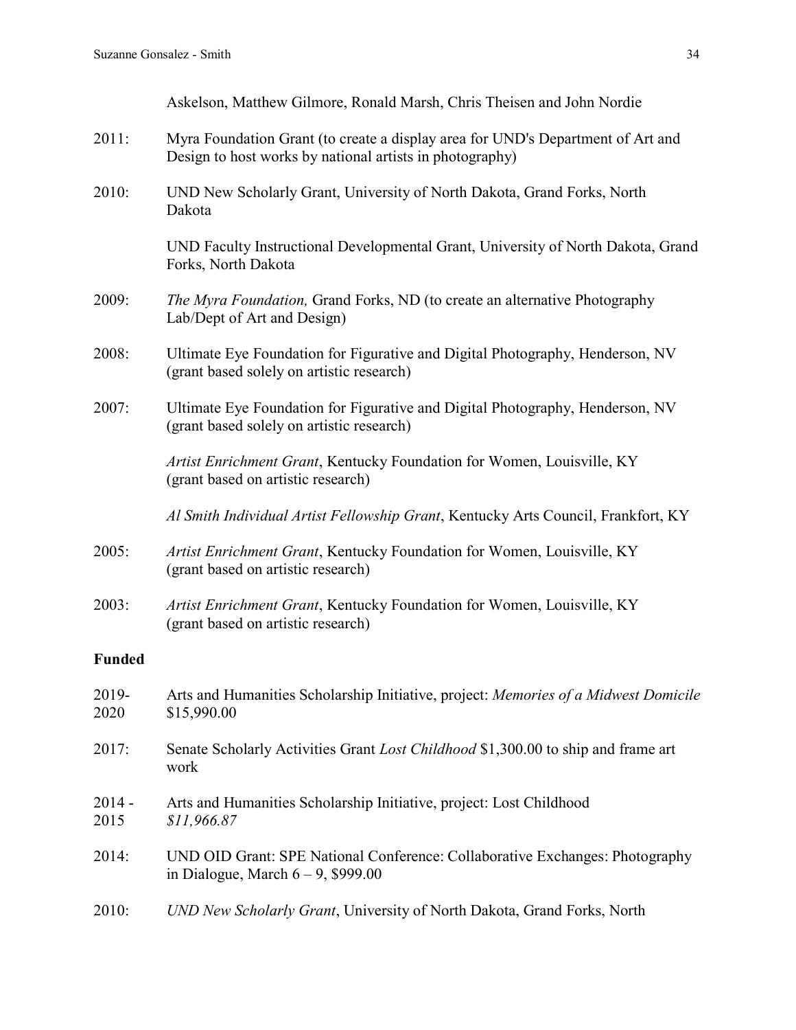Askelson, Matthew Gilmore, Ronald Marsh, Chris Theisen and John Nordie

2011: Myra Foundation Grant (to create a display area for UND's Department of Art and Design to host works by national artists in photography)

2010: UND New Scholarly Grant, University of North Dakota, Grand Forks, North Dakota

UND Faculty Instructional Developmental Grant, University of North Dakota, Grand Forks, North Dakota

2009: *The Myra Foundation,* Grand Forks, ND (to create an alternative Photography Lab/Dept of Art and Design)

2008: Ultimate Eye Foundation for Figurative and Digital Photography, Henderson, NV (grant based solely on artistic research)

2007: Ultimate Eye Foundation for Figurative and Digital Photography, Henderson, NV (grant based solely on artistic research)

*Artist Enrichment Grant*, Kentucky Foundation for Women, Louisville, KY (grant based on artistic research)

*Al Smith Individual Artist Fellowship Grant*, Kentucky Arts Council, Frankfort, KY

2005: *Artist Enrichment Grant*, Kentucky Foundation for Women, Louisville, KY (grant based on artistic research)

2003: *Artist Enrichment Grant*, Kentucky Foundation for Women, Louisville, KY (grant based on artistic research)

**Funded**

2019-2020: Arts and Humanities Scholarship Initiative, project: *Memories of a Midwest Domicile* $15,990.00

2017: Senate Scholarly Activities Grant *Lost Childhood* $1,300.00 to ship and frame art work

2014 - 2015: Arts and Humanities Scholarship Initiative, project: Lost Childhood *$11,966.87*

2014: UND OID Grant: SPE National Conference: Collaborative Exchanges: Photography in Dialogue, March 6 – 9, $999.00

2010: *UND New Scholarly Grant*, University of North Dakota, Grand Forks, North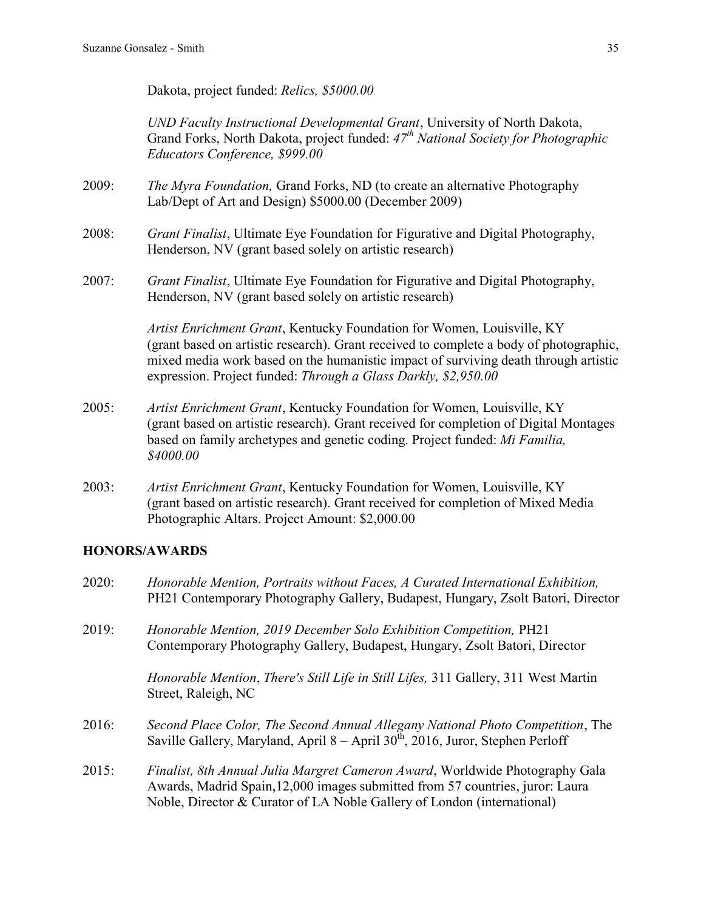Dakota, project funded: *Relics, $5000.00*

*UND Faculty Instructional Developmental Grant*, University of North Dakota, Grand Forks, North Dakota, project funded: *47th National Society for Photographic Educators Conference, $999.00*

2009: *The Myra Foundation,* Grand Forks, ND (to create an alternative Photography Lab/Dept of Art and Design) $5000.00 (December 2009)

2008: *Grant Finalist*, Ultimate Eye Foundation for Figurative and Digital Photography, Henderson, NV (grant based solely on artistic research)

2007: *Grant Finalist*, Ultimate Eye Foundation for Figurative and Digital Photography, Henderson, NV (grant based solely on artistic research)

*Artist Enrichment Grant*, Kentucky Foundation for Women, Louisville, KY (grant based on artistic research). Grant received to complete a body of photographic, mixed media work based on the humanistic impact of surviving death through artistic expression. Project funded: *Through a Glass Darkly, $2,950.00*

2005: *Artist Enrichment Grant*, Kentucky Foundation for Women, Louisville, KY (grant based on artistic research). Grant received for completion of Digital Montages based on family archetypes and genetic coding. Project funded: *Mi Familia, $4000.00*

2003: *Artist Enrichment Grant*, Kentucky Foundation for Women, Louisville, KY (grant based on artistic research). Grant received for completion of Mixed Media Photographic Altars. Project Amount: $2,000.00

## HONORS/AWARDS

2020: *Honorable Mention, Portraits without Faces, A Curated International Exhibition,* PH21 Contemporary Photography Gallery, Budapest, Hungary, Zsolt Batori, Director

2019: *Honorable Mention, 2019 December Solo Exhibition Competition,* PH21 Contemporary Photography Gallery, Budapest, Hungary, Zsolt Batori, Director

*Honorable Mention*, *There's Still Life in Still Lifes,* 311 Gallery, 311 West Martin Street, Raleigh, NC

2016: *Second Place Color, The Second Annual Allegany National Photo Competition*, The Saville Gallery, Maryland, April 8 – April 30th, 2016, Juror, Stephen Perloff

2015: *Finalist, 8th Annual Julia Margret Cameron Award*, Worldwide Photography Gala Awards, Madrid Spain,12,000 images submitted from 57 countries, juror: Laura Noble, Director & Curator of LA Noble Gallery of London (international)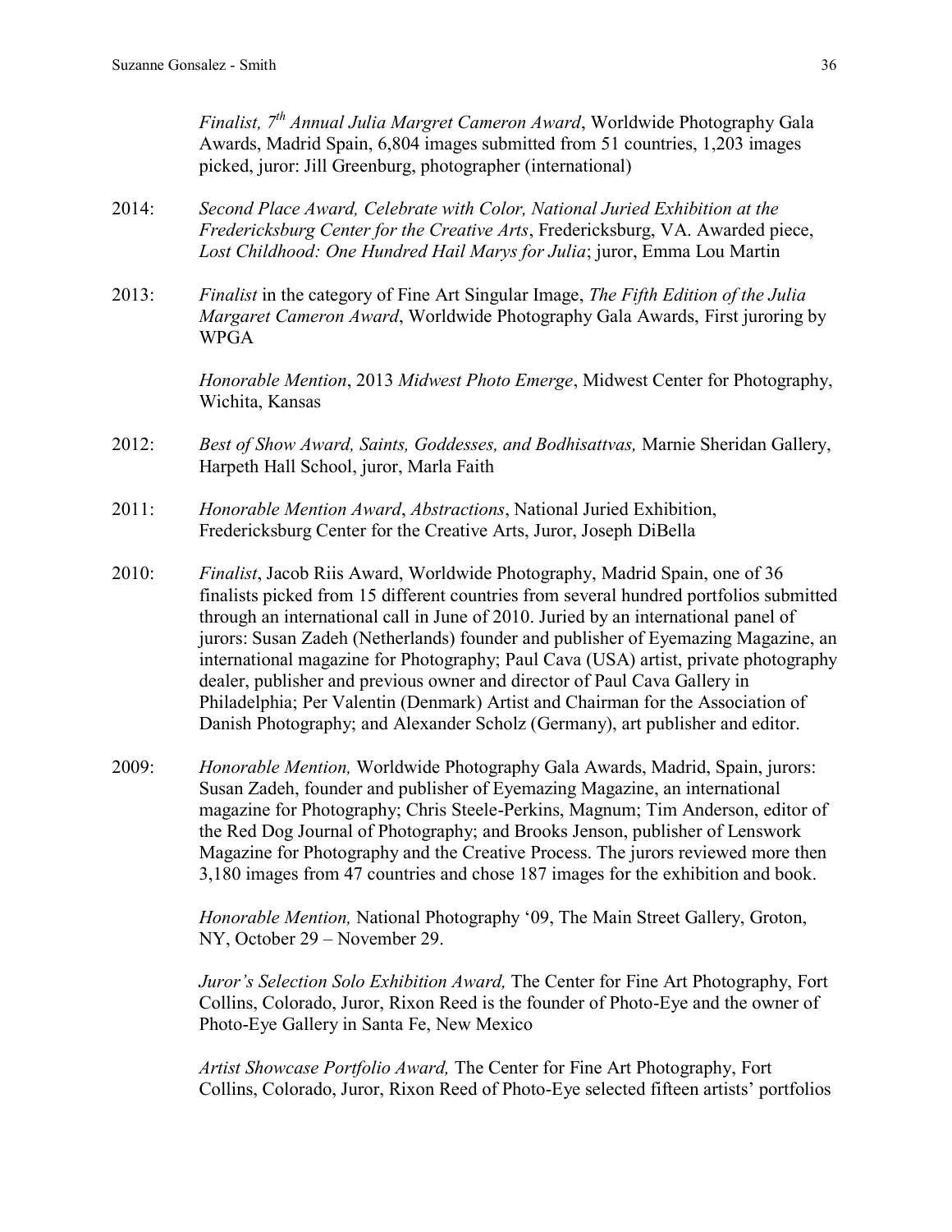*Finalist, 7th Annual Julia Margret Cameron Award*, Worldwide Photography Gala Awards, Madrid Spain, 6,804 images submitted from 51 countries, 1,203 images picked, juror: Jill Greenburg, photographer (international)

2014: *Second Place Award, Celebrate with Color, National Juried Exhibition at the Fredericksburg Center for the Creative Arts*, Fredericksburg, VA. Awarded piece, *Lost Childhood: One Hundred Hail Marys for Julia*; juror, Emma Lou Martin

2013: *Finalist* in the category of Fine Art Singular Image, *The Fifth Edition of the Julia Margaret Cameron Award*, Worldwide Photography Gala Awards, First juroring by WPGA

*Honorable Mention*, 2013 *Midwest Photo Emerge*, Midwest Center for Photography, Wichita, Kansas

2012: *Best of Show Award, Saints, Goddesses, and Bodhisattvas,* Marnie Sheridan Gallery, Harpeth Hall School, juror, Marla Faith

2011: *Honorable Mention Award*, *Abstractions*, National Juried Exhibition, Fredericksburg Center for the Creative Arts, Juror, Joseph DiBella

2010: *Finalist*, Jacob Riis Award, Worldwide Photography, Madrid Spain, one of 36 finalists picked from 15 different countries from several hundred portfolios submitted through an international call in June of 2010. Juried by an international panel of jurors: Susan Zadeh (Netherlands) founder and publisher of Eyemazing Magazine, an international magazine for Photography; Paul Cava (USA) artist, private photography dealer, publisher and previous owner and director of Paul Cava Gallery in Philadelphia; Per Valentin (Denmark) Artist and Chairman for the Association of Danish Photography; and Alexander Scholz (Germany), art publisher and editor.

2009: *Honorable Mention,* Worldwide Photography Gala Awards, Madrid, Spain, jurors: Susan Zadeh, founder and publisher of Eyemazing Magazine, an international magazine for Photography; Chris Steele-Perkins, Magnum; Tim Anderson, editor of the Red Dog Journal of Photography; and Brooks Jenson, publisher of Lenswork Magazine for Photography and the Creative Process. The jurors reviewed more then 3,180 images from 47 countries and chose 187 images for the exhibition and book.

*Honorable Mention,* National Photography '09, The Main Street Gallery, Groton, NY, October 29 – November 29.

*Juror's Selection Solo Exhibition Award,* The Center for Fine Art Photography, Fort Collins, Colorado, Juror, Rixon Reed is the founder of Photo-Eye and the owner of Photo-Eye Gallery in Santa Fe, New Mexico

*Artist Showcase Portfolio Award,* The Center for Fine Art Photography, Fort Collins, Colorado, Juror, Rixon Reed of Photo-Eye selected fifteen artists' portfolios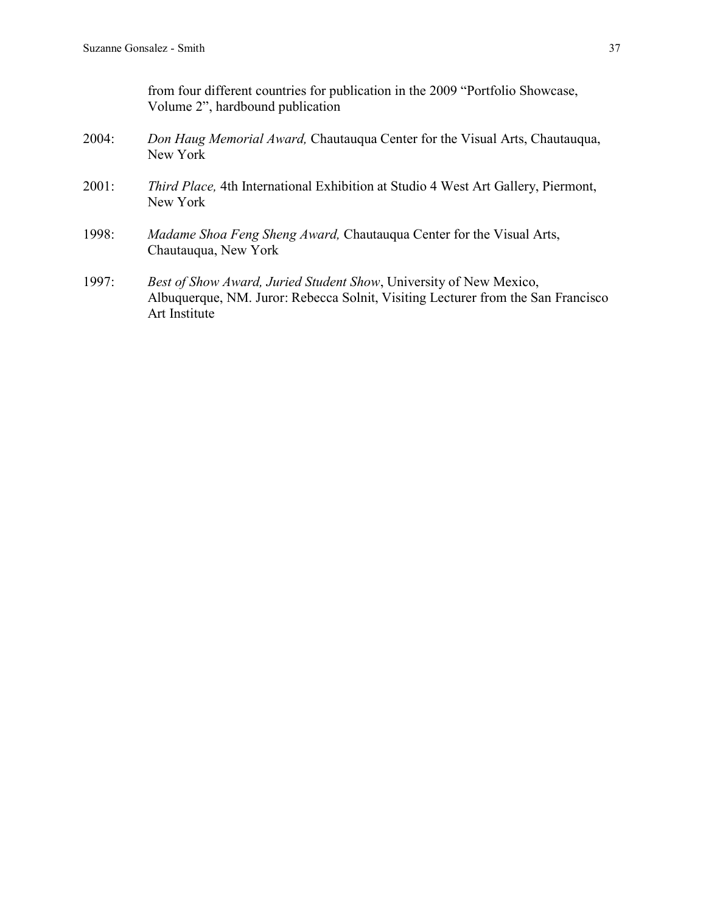from four different countries for publication in the 2009 "Portfolio Showcase, Volume 2", hardbound publication

2004: *Don Haug Memorial Award,* Chautauqua Center for the Visual Arts, Chautauqua, New York

2001: *Third Place,* 4th International Exhibition at Studio 4 West Art Gallery, Piermont, New York

1998: *Madame Shoa Feng Sheng Award,* Chautauqua Center for the Visual Arts, Chautauqua, New York

1997: *Best of Show Award, Juried Student Show*, University of New Mexico, Albuquerque, NM. Juror: Rebecca Solnit, Visiting Lecturer from the San Francisco Art Institute